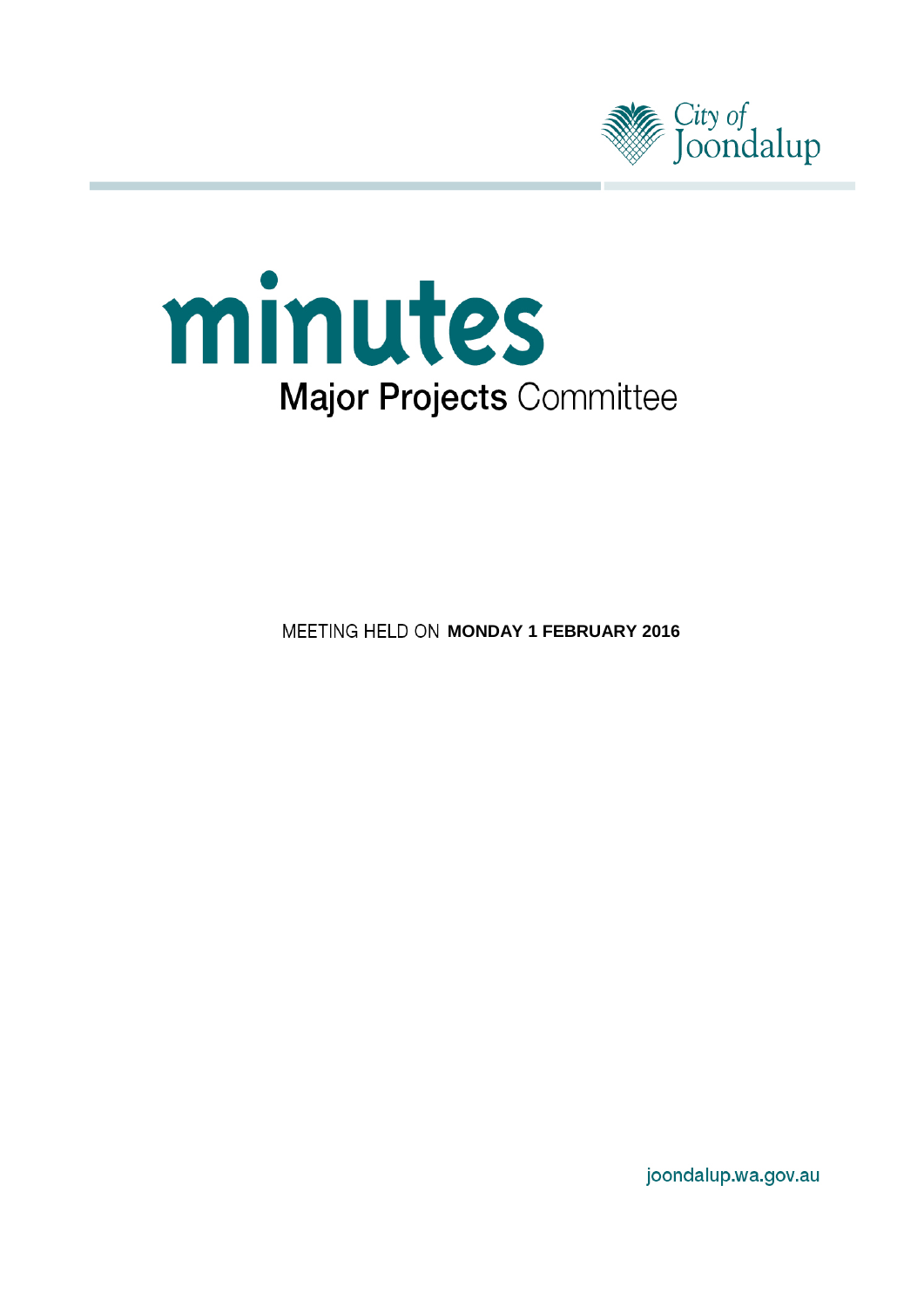City of Joondalup

# minutes

## Major Projects Committee

MEETING HELD ON **MONDAY 1 FEBRUARY 2016**

joondalup.wa.gov.au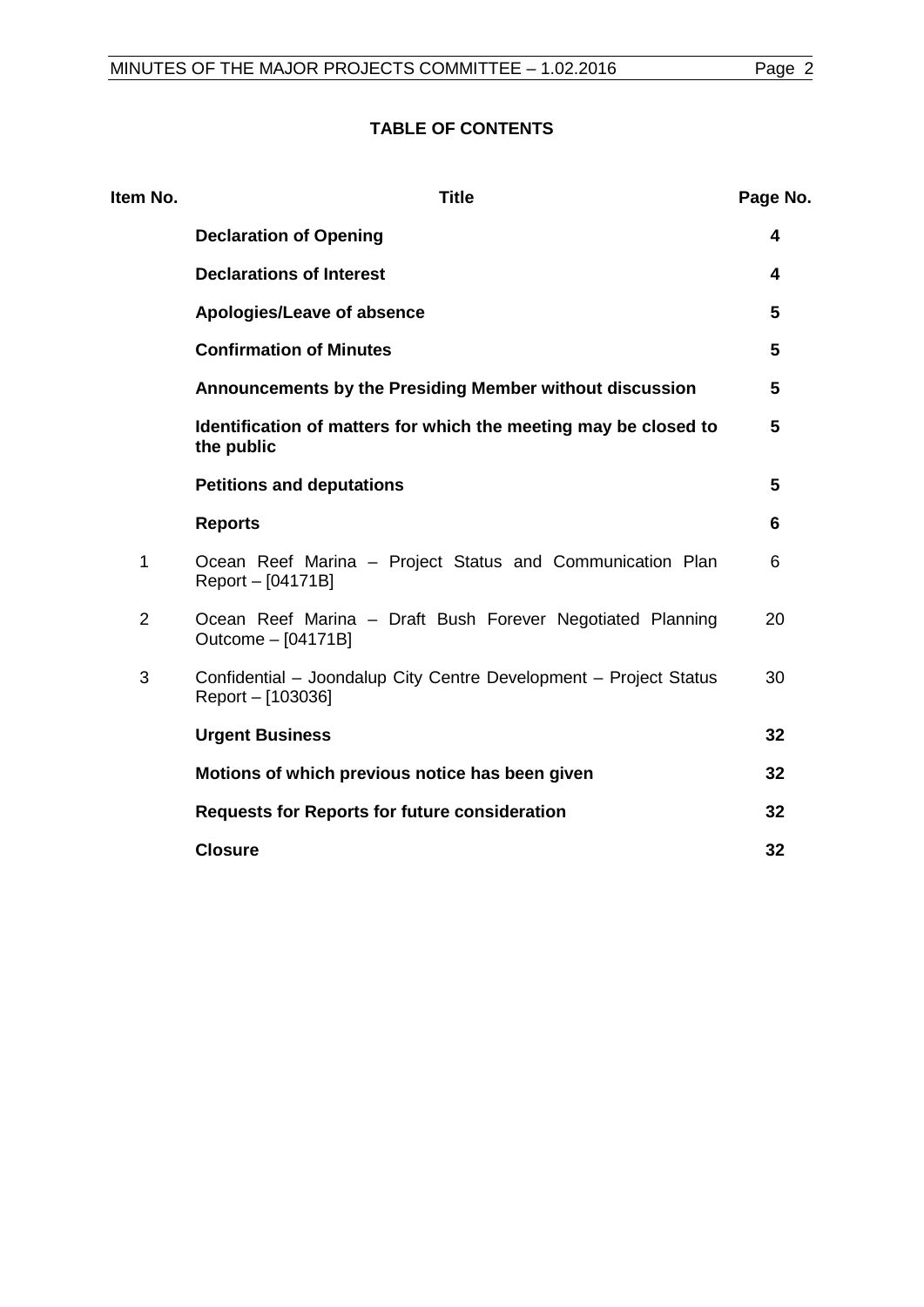**TABLE OF CONTENTS**

| Item No. | Title | Page No. |
| --- | --- | --- |
| | **Declaration of Opening** | **4** |
| | **Declarations of Interest** | **4** |
| | **Apologies/Leave of absence** | **5** |
| | **Confirmation of Minutes** | **5** |
| | **Announcements by the Presiding Member without discussion** | **5** |
| | **Identification of matters for which the meeting may be closed to the public** | **5** |
| | **Petitions and deputations** | **5** |
| | **Reports** | **6** |
| 1 | Ocean Reef Marina – Project Status and Communication Plan Report – [04171B] | 6 |
| 2 | Ocean Reef Marina – Draft Bush Forever Negotiated Planning Outcome – [04171B] | 20 |
| 3 | Confidential – Joondalup City Centre Development – Project Status Report – [103036] | 30 |
| | **Urgent Business** | **32** |
| | **Motions of which previous notice has been given** | **32** |
| | **Requests for Reports for future consideration** | **32** |
| | **Closure** | **32** |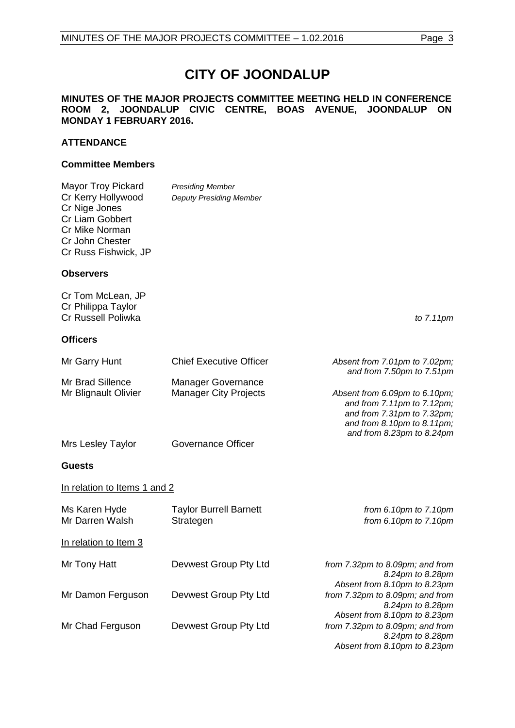# CITY OF JOONDALUP

**MINUTES OF THE MAJOR PROJECTS COMMITTEE MEETING HELD IN CONFERENCE ROOM 2, JOONDALUP CIVIC CENTRE, BOAS AVENUE, JOONDALUP ON MONDAY 1 FEBRUARY 2016.**

## ATTENDANCE

### Committee Members

| | | |
|---|---|---|
| Mayor Troy Pickard | *Presiding Member* | |
| Cr Kerry Hollywood | *Deputy Presiding Member* | |
| Cr Nige Jones | | |
| Cr Liam Gobbert | | |
| Cr Mike Norman | | |
| Cr John Chester | | |
| Cr Russ Fishwick, JP | | |

### Observers

| | | |
|---|---|---|
| Cr Tom McLean, JP | | |
| Cr Philippa Taylor | | |
| Cr Russell Poliwka | | *to 7.11pm* |

### Officers

| | | |
|---|---|---|
| Mr Garry Hunt | Chief Executive Officer | *Absent from 7.01pm to 7.02pm; and from 7.50pm to 7.51pm* |
| Mr Brad Sillence | Manager Governance | |
| Mr Blignault Olivier | Manager City Projects | *Absent from 6.09pm to 6.10pm; and from 7.11pm to 7.12pm; and from 7.31pm to 7.32pm; and from 8.10pm to 8.11pm; and from 8.23pm to 8.24pm* |
| Mrs Lesley Taylor | Governance Officer | |

### Guests

In relation to Items 1 and 2

| | | |
|---|---|---|
| Ms Karen Hyde | Taylor Burrell Barnett | *from 6.10pm to 7.10pm* |
| Mr Darren Walsh | Strategen | *from 6.10pm to 7.10pm* |

In relation to Item 3

| | | |
|---|---|---|
| Mr Tony Hatt | Devwest Group Pty Ltd | *from 7.32pm to 8.09pm; and from 8.24pm to 8.28pm Absent from 8.10pm to 8.23pm* |
| Mr Damon Ferguson | Devwest Group Pty Ltd | *from 7.32pm to 8.09pm; and from 8.24pm to 8.28pm Absent from 8.10pm to 8.23pm* |
| Mr Chad Ferguson | Devwest Group Pty Ltd | *from 7.32pm to 8.09pm; and from 8.24pm to 8.28pm Absent from 8.10pm to 8.23pm* |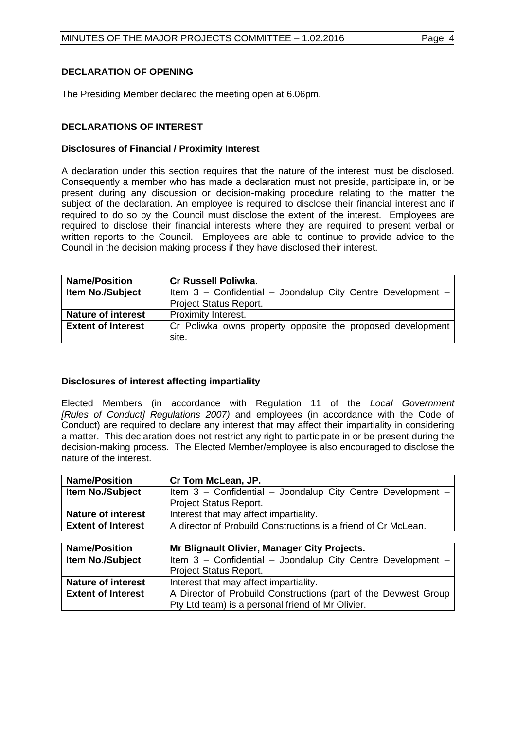## DECLARATION OF OPENING

The Presiding Member declared the meeting open at 6.06pm.

## DECLARATIONS OF INTEREST

### Disclosures of Financial / Proximity Interest

A declaration under this section requires that the nature of the interest must be disclosed. Consequently a member who has made a declaration must not preside, participate in, or be present during any discussion or decision-making procedure relating to the matter the subject of the declaration. An employee is required to disclose their financial interest and if required to do so by the Council must disclose the extent of the interest. Employees are required to disclose their financial interests where they are required to present verbal or written reports to the Council. Employees are able to continue to provide advice to the Council in the decision making process if they have disclosed their interest.

| **Name/Position** | **Cr Russell Poliwka.** |
|---|---|
| **Item No./Subject** | Item 3 – Confidential – Joondalup City Centre Development – Project Status Report. |
| **Nature of interest** | Proximity Interest. |
| **Extent of Interest** | Cr Poliwka owns property opposite the proposed development site. |

### Disclosures of interest affecting impartiality

Elected Members (in accordance with Regulation 11 of the *Local Government [Rules of Conduct] Regulations 2007)* and employees (in accordance with the Code of Conduct) are required to declare any interest that may affect their impartiality in considering a matter. This declaration does not restrict any right to participate in or be present during the decision-making process. The Elected Member/employee is also encouraged to disclose the nature of the interest.

| **Name/Position** | **Cr Tom McLean, JP.** |
|---|---|
| **Item No./Subject** | Item 3 – Confidential – Joondalup City Centre Development – Project Status Report. |
| **Nature of interest** | Interest that may affect impartiality. |
| **Extent of Interest** | A director of Probuild Constructions is a friend of Cr McLean. |

| **Name/Position** | **Mr Blignault Olivier, Manager City Projects.** |
|---|---|
| **Item No./Subject** | Item 3 – Confidential – Joondalup City Centre Development – Project Status Report. |
| **Nature of interest** | Interest that may affect impartiality. |
| **Extent of Interest** | A Director of Probuild Constructions (part of the Devwest Group Pty Ltd team) is a personal friend of Mr Olivier. |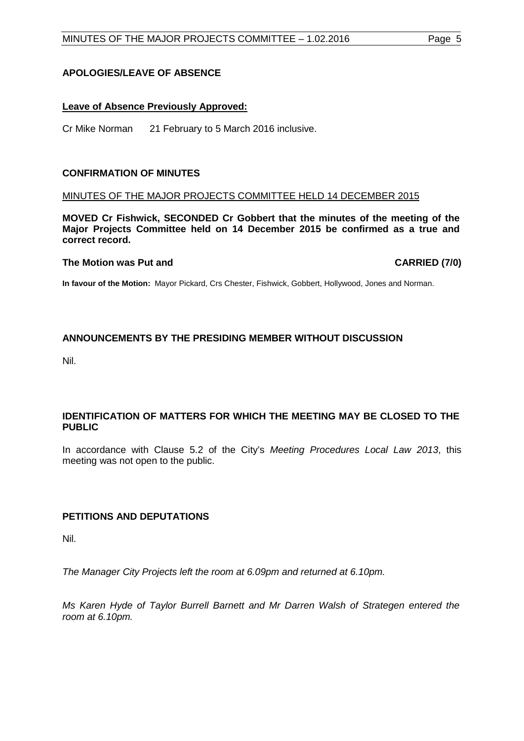## APOLOGIES/LEAVE OF ABSENCE

**Leave of Absence Previously Approved:**

Cr Mike Norman 21 February to 5 March 2016 inclusive.

## CONFIRMATION OF MINUTES

MINUTES OF THE MAJOR PROJECTS COMMITTEE HELD 14 DECEMBER 2015

**MOVED Cr Fishwick, SECONDED Cr Gobbert that the minutes of the meeting of the Major Projects Committee held on 14 December 2015 be confirmed as a true and correct record.**

**The Motion was Put and CARRIED (7/0)**

**In favour of the Motion:** Mayor Pickard, Crs Chester, Fishwick, Gobbert, Hollywood, Jones and Norman.

## ANNOUNCEMENTS BY THE PRESIDING MEMBER WITHOUT DISCUSSION

Nil.

## IDENTIFICATION OF MATTERS FOR WHICH THE MEETING MAY BE CLOSED TO THE PUBLIC

In accordance with Clause 5.2 of the City's *Meeting Procedures Local Law 2013*, this meeting was not open to the public.

## PETITIONS AND DEPUTATIONS

Nil.

*The Manager City Projects left the room at 6.09pm and returned at 6.10pm.*

*Ms Karen Hyde of Taylor Burrell Barnett and Mr Darren Walsh of Strategen entered the room at 6.10pm.*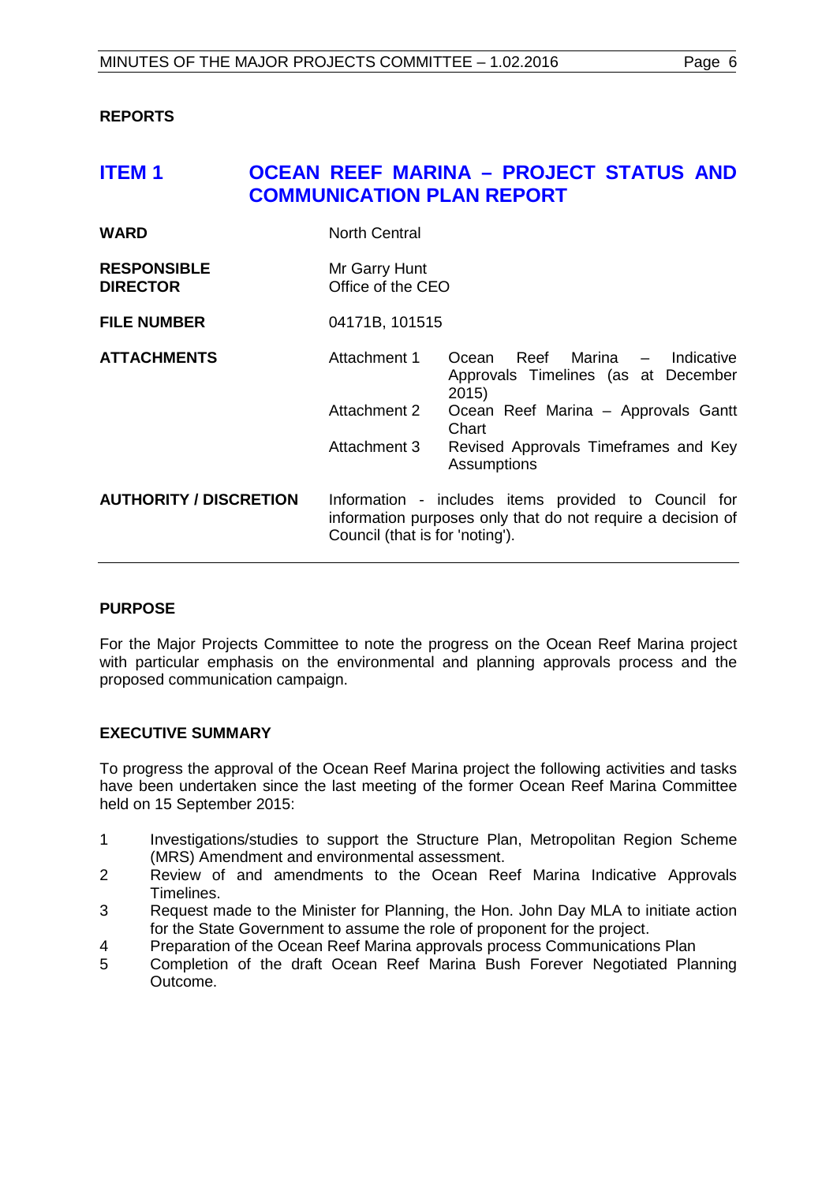## REPORTS

# ITEM 1 OCEAN REEF MARINA – PROJECT STATUS AND COMMUNICATION PLAN REPORT

| | |
|---|---|
| **WARD** | North Central |
| **RESPONSIBLE DIRECTOR** | Mr Garry Hunt<br>Office of the CEO |
| **FILE NUMBER** | 04171B, 101515 |
| **ATTACHMENTS** | Attachment 1 Ocean Reef Marina – Indicative Approvals Timelines (as at December 2015)<br>Attachment 2 Ocean Reef Marina – Approvals Gantt Chart<br>Attachment 3 Revised Approvals Timeframes and Key Assumptions |
| **AUTHORITY / DISCRETION** | Information - includes items provided to Council for information purposes only that do not require a decision of Council (that is for 'noting'). |

## PURPOSE

For the Major Projects Committee to note the progress on the Ocean Reef Marina project with particular emphasis on the environmental and planning approvals process and the proposed communication campaign.

## EXECUTIVE SUMMARY

To progress the approval of the Ocean Reef Marina project the following activities and tasks have been undertaken since the last meeting of the former Ocean Reef Marina Committee held on 15 September 2015:

1. Investigations/studies to support the Structure Plan, Metropolitan Region Scheme (MRS) Amendment and environmental assessment.
2. Review of and amendments to the Ocean Reef Marina Indicative Approvals Timelines.
3. Request made to the Minister for Planning, the Hon. John Day MLA to initiate action for the State Government to assume the role of proponent for the project.
4. Preparation of the Ocean Reef Marina approvals process Communications Plan
5. Completion of the draft Ocean Reef Marina Bush Forever Negotiated Planning Outcome.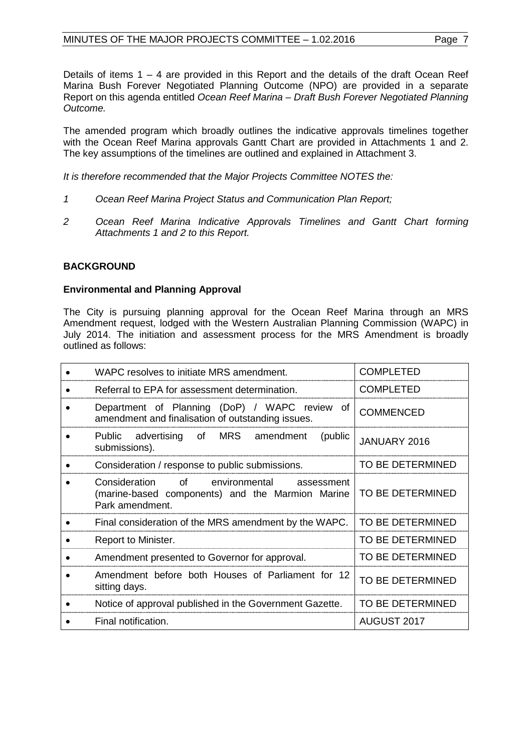Details of items 1 – 4 are provided in this Report and the details of the draft Ocean Reef Marina Bush Forever Negotiated Planning Outcome (NPO) are provided in a separate Report on this agenda entitled *Ocean Reef Marina – Draft Bush Forever Negotiated Planning Outcome.*

The amended program which broadly outlines the indicative approvals timelines together with the Ocean Reef Marina approvals Gantt Chart are provided in Attachments 1 and 2. The key assumptions of the timelines are outlined and explained in Attachment 3.

*It is therefore recommended that the Major Projects Committee NOTES the:*

*1 Ocean Reef Marina Project Status and Communication Plan Report;*

*2 Ocean Reef Marina Indicative Approvals Timelines and Gantt Chart forming Attachments 1 and 2 to this Report.*

## BACKGROUND

### Environmental and Planning Approval

The City is pursuing planning approval for the Ocean Reef Marina through an MRS Amendment request, lodged with the Western Australian Planning Commission (WAPC) in July 2014. The initiation and assessment process for the MRS Amendment is broadly outlined as follows:

| | Step | Status |
|---|---|---|
| • | WAPC resolves to initiate MRS amendment. | COMPLETED |
| • | Referral to EPA for assessment determination. | COMPLETED |
| • | Department of Planning (DoP) / WAPC review of amendment and finalisation of outstanding issues. | COMMENCED |
| • | Public advertising of MRS amendment (public submissions). | JANUARY 2016 |
| • | Consideration / response to public submissions. | TO BE DETERMINED |
| • | Consideration of environmental assessment (marine-based components) and the Marmion Marine Park amendment. | TO BE DETERMINED |
| • | Final consideration of the MRS amendment by the WAPC. | TO BE DETERMINED |
| • | Report to Minister. | TO BE DETERMINED |
| • | Amendment presented to Governor for approval. | TO BE DETERMINED |
| • | Amendment before both Houses of Parliament for 12 sitting days. | TO BE DETERMINED |
| • | Notice of approval published in the Government Gazette. | TO BE DETERMINED |
| • | Final notification. | AUGUST 2017 |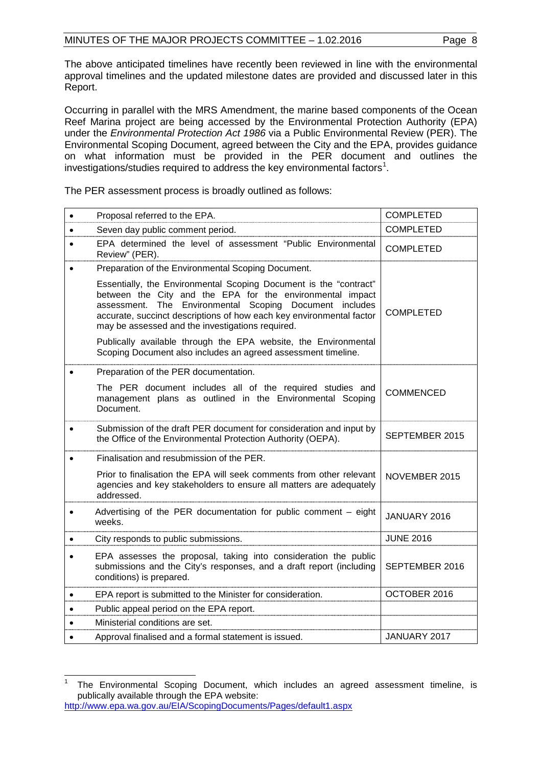The above anticipated timelines have recently been reviewed in line with the environmental approval timelines and the updated milestone dates are provided and discussed later in this Report.

Occurring in parallel with the MRS Amendment, the marine based components of the Ocean Reef Marina project are being accessed by the Environmental Protection Authority (EPA) under the *Environmental Protection Act 1986* via a Public Environmental Review (PER). The Environmental Scoping Document, agreed between the City and the EPA, provides guidance on what information must be provided in the PER document and outlines the investigations/studies required to address the key environmental factors[1].

The PER assessment process is broadly outlined as follows:

| | | |
|---|---|---|
| • | Proposal referred to the EPA. | COMPLETED |
| • | Seven day public comment period. | COMPLETED |
| • | EPA determined the level of assessment "Public Environmental Review" (PER). | COMPLETED |
| • | Preparation of the Environmental Scoping Document.<br><br>Essentially, the Environmental Scoping Document is the "contract" between the City and the EPA for the environmental impact assessment. The Environmental Scoping Document includes accurate, succinct descriptions of how each key environmental factor may be assessed and the investigations required.<br><br>Publically available through the EPA website, the Environmental Scoping Document also includes an agreed assessment timeline. | COMPLETED |
| • | Preparation of the PER documentation.<br><br>The PER document includes all of the required studies and management plans as outlined in the Environmental Scoping Document. | COMMENCED |
| • | Submission of the draft PER document for consideration and input by the Office of the Environmental Protection Authority (OEPA). | SEPTEMBER 2015 |
| • | Finalisation and resubmission of the PER.<br><br>Prior to finalisation the EPA will seek comments from other relevant agencies and key stakeholders to ensure all matters are adequately addressed. | NOVEMBER 2015 |
| • | Advertising of the PER documentation for public comment – eight weeks. | JANUARY 2016 |
| • | City responds to public submissions. | JUNE 2016 |
| • | EPA assesses the proposal, taking into consideration the public submissions and the City's responses, and a draft report (including conditions) is prepared. | SEPTEMBER 2016 |
| • | EPA report is submitted to the Minister for consideration. | OCTOBER 2016 |
| • | Public appeal period on the EPA report. | |
| • | Ministerial conditions are set. | |
| • | Approval finalised and a formal statement is issued. | JANUARY 2017 |

[1] The Environmental Scoping Document, which includes an agreed assessment timeline, is publically available through the EPA website: http://www.epa.wa.gov.au/EIA/ScopingDocuments/Pages/default1.aspx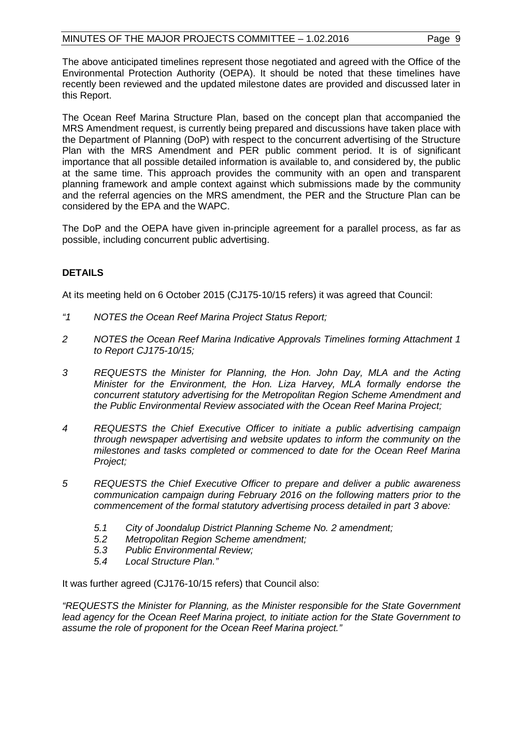The above anticipated timelines represent those negotiated and agreed with the Office of the Environmental Protection Authority (OEPA). It should be noted that these timelines have recently been reviewed and the updated milestone dates are provided and discussed later in this Report.

The Ocean Reef Marina Structure Plan, based on the concept plan that accompanied the MRS Amendment request, is currently being prepared and discussions have taken place with the Department of Planning (DoP) with respect to the concurrent advertising of the Structure Plan with the MRS Amendment and PER public comment period. It is of significant importance that all possible detailed information is available to, and considered by, the public at the same time. This approach provides the community with an open and transparent planning framework and ample context against which submissions made by the community and the referral agencies on the MRS amendment, the PER and the Structure Plan can be considered by the EPA and the WAPC.

The DoP and the OEPA have given in-principle agreement for a parallel process, as far as possible, including concurrent public advertising.

## DETAILS

At its meeting held on 6 October 2015 (CJ175-10/15 refers) it was agreed that Council:

*"1 NOTES the Ocean Reef Marina Project Status Report;*

*2 NOTES the Ocean Reef Marina Indicative Approvals Timelines forming Attachment 1 to Report CJ175-10/15;*

*3 REQUESTS the Minister for Planning, the Hon. John Day, MLA and the Acting Minister for the Environment, the Hon. Liza Harvey, MLA formally endorse the concurrent statutory advertising for the Metropolitan Region Scheme Amendment and the Public Environmental Review associated with the Ocean Reef Marina Project;*

*4 REQUESTS the Chief Executive Officer to initiate a public advertising campaign through newspaper advertising and website updates to inform the community on the milestones and tasks completed or commenced to date for the Ocean Reef Marina Project;*

*5 REQUESTS the Chief Executive Officer to prepare and deliver a public awareness communication campaign during February 2016 on the following matters prior to the commencement of the formal statutory advertising process detailed in part 3 above:*

*5.1 City of Joondalup District Planning Scheme No. 2 amendment;*
*5.2 Metropolitan Region Scheme amendment;*
*5.3 Public Environmental Review;*
*5.4 Local Structure Plan."*

It was further agreed (CJ176-10/15 refers) that Council also:

*"REQUESTS the Minister for Planning, as the Minister responsible for the State Government lead agency for the Ocean Reef Marina project, to initiate action for the State Government to assume the role of proponent for the Ocean Reef Marina project."*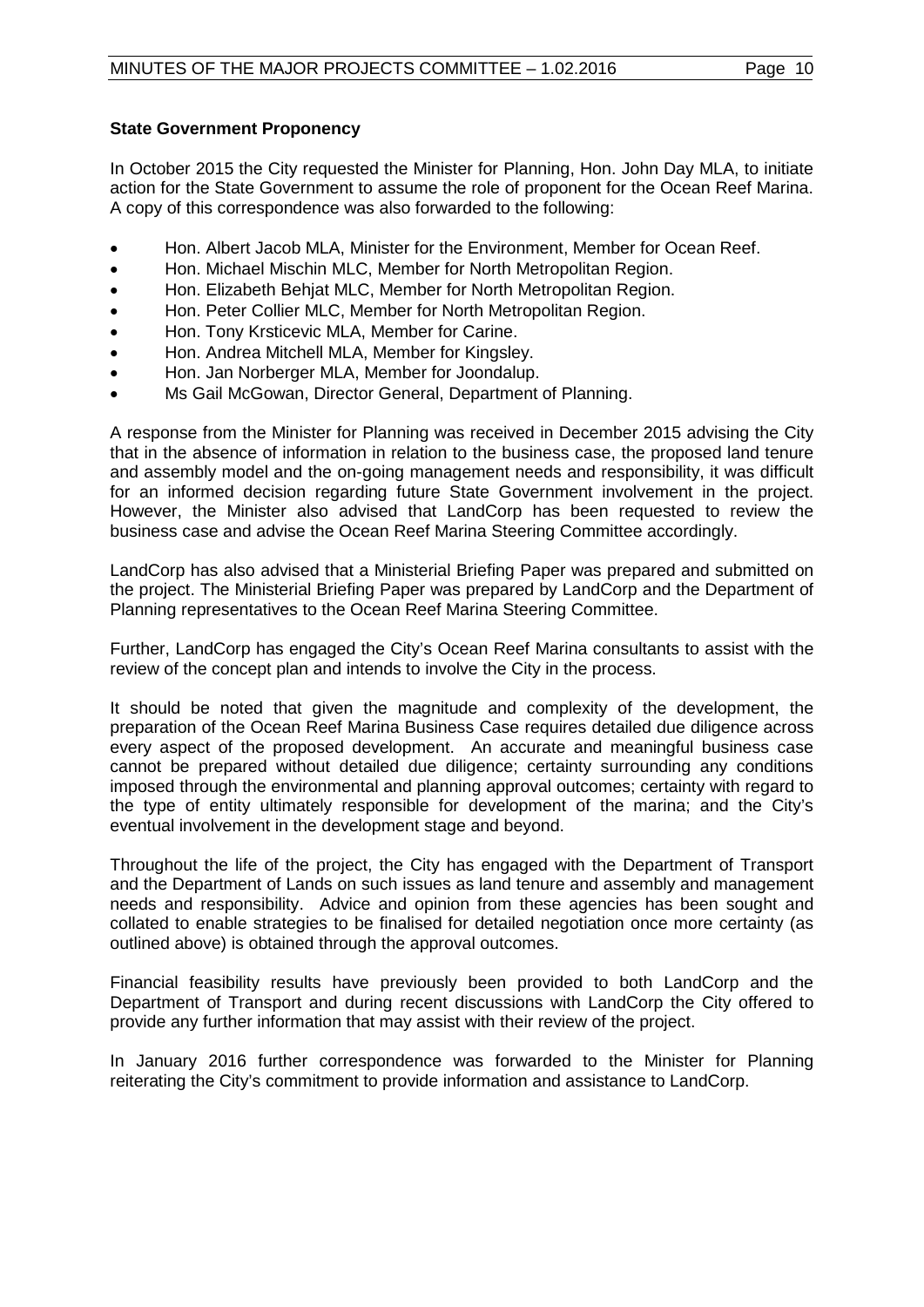**State Government Proponency**

In October 2015 the City requested the Minister for Planning, Hon. John Day MLA, to initiate action for the State Government to assume the role of proponent for the Ocean Reef Marina. A copy of this correspondence was also forwarded to the following:

- Hon. Albert Jacob MLA, Minister for the Environment, Member for Ocean Reef.
- Hon. Michael Mischin MLC, Member for North Metropolitan Region.
- Hon. Elizabeth Behjat MLC, Member for North Metropolitan Region.
- Hon. Peter Collier MLC, Member for North Metropolitan Region.
- Hon. Tony Krsticevic MLA, Member for Carine.
- Hon. Andrea Mitchell MLA, Member for Kingsley.
- Hon. Jan Norberger MLA, Member for Joondalup.
- Ms Gail McGowan, Director General, Department of Planning.

A response from the Minister for Planning was received in December 2015 advising the City that in the absence of information in relation to the business case, the proposed land tenure and assembly model and the on-going management needs and responsibility, it was difficult for an informed decision regarding future State Government involvement in the project. However, the Minister also advised that LandCorp has been requested to review the business case and advise the Ocean Reef Marina Steering Committee accordingly.

LandCorp has also advised that a Ministerial Briefing Paper was prepared and submitted on the project. The Ministerial Briefing Paper was prepared by LandCorp and the Department of Planning representatives to the Ocean Reef Marina Steering Committee.

Further, LandCorp has engaged the City's Ocean Reef Marina consultants to assist with the review of the concept plan and intends to involve the City in the process.

It should be noted that given the magnitude and complexity of the development, the preparation of the Ocean Reef Marina Business Case requires detailed due diligence across every aspect of the proposed development. An accurate and meaningful business case cannot be prepared without detailed due diligence; certainty surrounding any conditions imposed through the environmental and planning approval outcomes; certainty with regard to the type of entity ultimately responsible for development of the marina; and the City's eventual involvement in the development stage and beyond.

Throughout the life of the project, the City has engaged with the Department of Transport and the Department of Lands on such issues as land tenure and assembly and management needs and responsibility. Advice and opinion from these agencies has been sought and collated to enable strategies to be finalised for detailed negotiation once more certainty (as outlined above) is obtained through the approval outcomes.

Financial feasibility results have previously been provided to both LandCorp and the Department of Transport and during recent discussions with LandCorp the City offered to provide any further information that may assist with their review of the project.

In January 2016 further correspondence was forwarded to the Minister for Planning reiterating the City's commitment to provide information and assistance to LandCorp.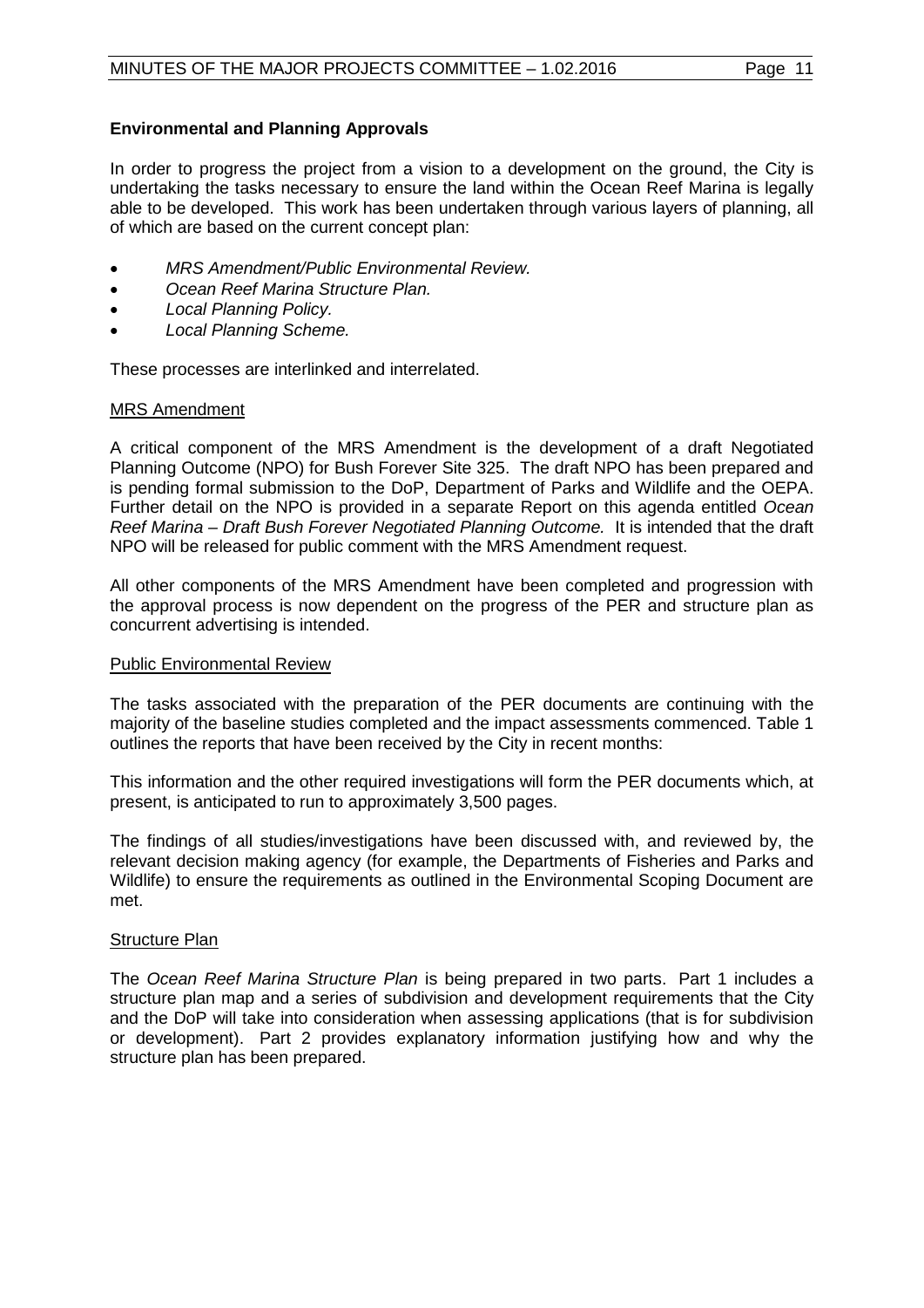**Environmental and Planning Approvals**

In order to progress the project from a vision to a development on the ground, the City is undertaking the tasks necessary to ensure the land within the Ocean Reef Marina is legally able to be developed. This work has been undertaken through various layers of planning, all of which are based on the current concept plan:

- *MRS Amendment/Public Environmental Review.*
- *Ocean Reef Marina Structure Plan.*
- *Local Planning Policy.*
- *Local Planning Scheme.*

These processes are interlinked and interrelated.

<u>MRS Amendment</u>

A critical component of the MRS Amendment is the development of a draft Negotiated Planning Outcome (NPO) for Bush Forever Site 325. The draft NPO has been prepared and is pending formal submission to the DoP, Department of Parks and Wildlife and the OEPA. Further detail on the NPO is provided in a separate Report on this agenda entitled *Ocean Reef Marina – Draft Bush Forever Negotiated Planning Outcome.* It is intended that the draft NPO will be released for public comment with the MRS Amendment request.

All other components of the MRS Amendment have been completed and progression with the approval process is now dependent on the progress of the PER and structure plan as concurrent advertising is intended.

<u>Public Environmental Review</u>

The tasks associated with the preparation of the PER documents are continuing with the majority of the baseline studies completed and the impact assessments commenced. Table 1 outlines the reports that have been received by the City in recent months:

This information and the other required investigations will form the PER documents which, at present, is anticipated to run to approximately 3,500 pages.

The findings of all studies/investigations have been discussed with, and reviewed by, the relevant decision making agency (for example, the Departments of Fisheries and Parks and Wildlife) to ensure the requirements as outlined in the Environmental Scoping Document are met.

<u>Structure Plan</u>

The *Ocean Reef Marina Structure Plan* is being prepared in two parts. Part 1 includes a structure plan map and a series of subdivision and development requirements that the City and the DoP will take into consideration when assessing applications (that is for subdivision or development). Part 2 provides explanatory information justifying how and why the structure plan has been prepared.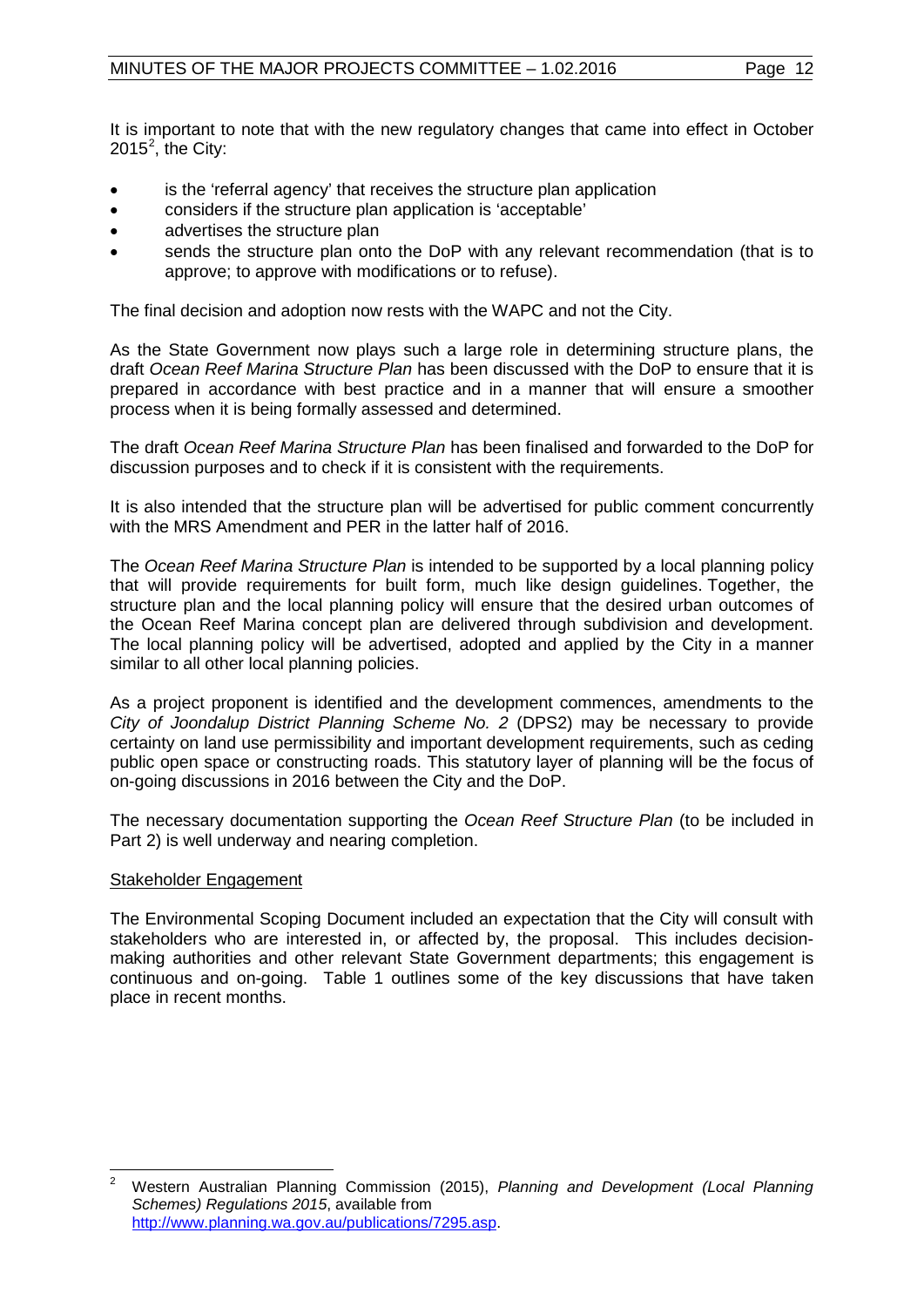It is important to note that with the new regulatory changes that came into effect in October 2015[2], the City:

- is the 'referral agency' that receives the structure plan application
- considers if the structure plan application is 'acceptable'
- advertises the structure plan
- sends the structure plan onto the DoP with any relevant recommendation (that is to approve; to approve with modifications or to refuse).

The final decision and adoption now rests with the WAPC and not the City.

As the State Government now plays such a large role in determining structure plans, the draft *Ocean Reef Marina Structure Plan* has been discussed with the DoP to ensure that it is prepared in accordance with best practice and in a manner that will ensure a smoother process when it is being formally assessed and determined.

The draft *Ocean Reef Marina Structure Plan* has been finalised and forwarded to the DoP for discussion purposes and to check if it is consistent with the requirements.

It is also intended that the structure plan will be advertised for public comment concurrently with the MRS Amendment and PER in the latter half of 2016.

The *Ocean Reef Marina Structure Plan* is intended to be supported by a local planning policy that will provide requirements for built form, much like design guidelines. Together, the structure plan and the local planning policy will ensure that the desired urban outcomes of the Ocean Reef Marina concept plan are delivered through subdivision and development. The local planning policy will be advertised, adopted and applied by the City in a manner similar to all other local planning policies.

As a project proponent is identified and the development commences, amendments to the *City of Joondalup District Planning Scheme No. 2* (DPS2) may be necessary to provide certainty on land use permissibility and important development requirements, such as ceding public open space or constructing roads. This statutory layer of planning will be the focus of on-going discussions in 2016 between the City and the DoP.

The necessary documentation supporting the *Ocean Reef Structure Plan* (to be included in Part 2) is well underway and nearing completion.

<u>Stakeholder Engagement</u>

The Environmental Scoping Document included an expectation that the City will consult with stakeholders who are interested in, or affected by, the proposal. This includes decision-making authorities and other relevant State Government departments; this engagement is continuous and on-going. Table 1 outlines some of the key discussions that have taken place in recent months.

---

[2] Western Australian Planning Commission (2015), *Planning and Development (Local Planning Schemes) Regulations 2015*, available from http://www.planning.wa.gov.au/publications/7295.asp.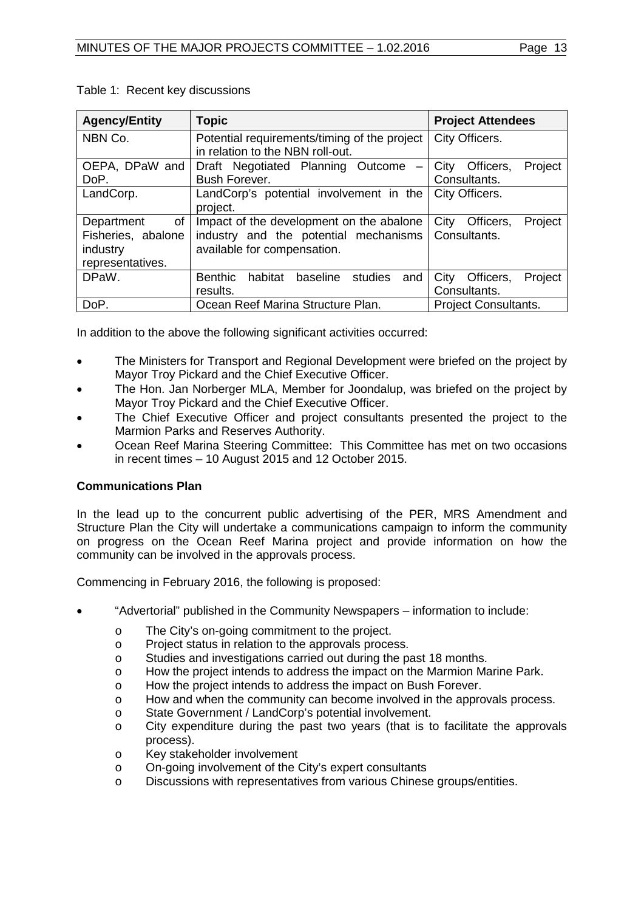Table 1: Recent key discussions

| Agency/Entity | Topic | Project Attendees |
|---|---|---|
| NBN Co. | Potential requirements/timing of the project in relation to the NBN roll-out. | City Officers. |
| OEPA, DPaW and DoP. | Draft Negotiated Planning Outcome – Bush Forever. | City Officers, Project Consultants. |
| LandCorp. | LandCorp's potential involvement in the project. | City Officers. |
| Department of Fisheries, abalone industry representatives. | Impact of the development on the abalone industry and the potential mechanisms available for compensation. | City Officers, Project Consultants. |
| DPaW. | Benthic habitat baseline studies and results. | City Officers, Project Consultants. |
| DoP. | Ocean Reef Marina Structure Plan. | Project Consultants. |

In addition to the above the following significant activities occurred:

- The Ministers for Transport and Regional Development were briefed on the project by Mayor Troy Pickard and the Chief Executive Officer.
- The Hon. Jan Norberger MLA, Member for Joondalup, was briefed on the project by Mayor Troy Pickard and the Chief Executive Officer.
- The Chief Executive Officer and project consultants presented the project to the Marmion Parks and Reserves Authority.
- Ocean Reef Marina Steering Committee: This Committee has met on two occasions in recent times – 10 August 2015 and 12 October 2015.

**Communications Plan**

In the lead up to the concurrent public advertising of the PER, MRS Amendment and Structure Plan the City will undertake a communications campaign to inform the community on progress on the Ocean Reef Marina project and provide information on how the community can be involved in the approvals process.

Commencing in February 2016, the following is proposed:

- "Advertorial" published in the Community Newspapers – information to include:
  - The City's on-going commitment to the project.
  - Project status in relation to the approvals process.
  - Studies and investigations carried out during the past 18 months.
  - How the project intends to address the impact on the Marmion Marine Park.
  - How the project intends to address the impact on Bush Forever.
  - How and when the community can become involved in the approvals process.
  - State Government / LandCorp's potential involvement.
  - City expenditure during the past two years (that is to facilitate the approvals process).
  - Key stakeholder involvement
  - On-going involvement of the City's expert consultants
  - Discussions with representatives from various Chinese groups/entities.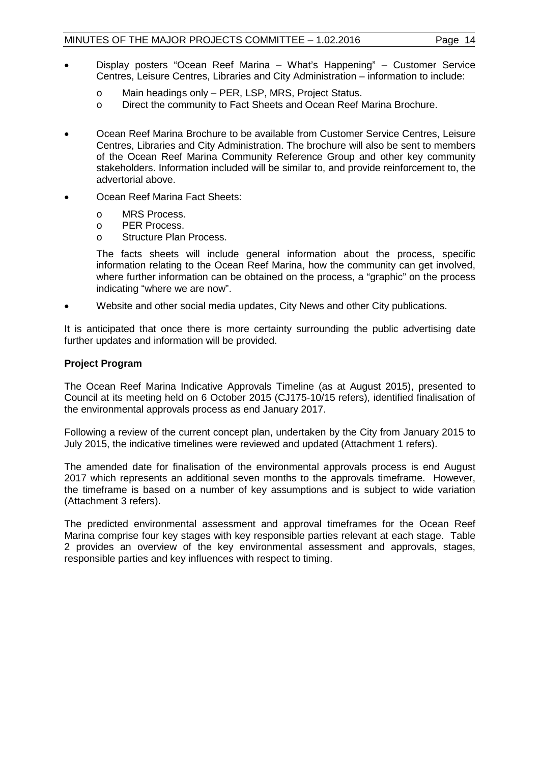- Display posters "Ocean Reef Marina – What's Happening" – Customer Service Centres, Leisure Centres, Libraries and City Administration – information to include:
    - Main headings only – PER, LSP, MRS, Project Status.
    - Direct the community to Fact Sheets and Ocean Reef Marina Brochure.

- Ocean Reef Marina Brochure to be available from Customer Service Centres, Leisure Centres, Libraries and City Administration. The brochure will also be sent to members of the Ocean Reef Marina Community Reference Group and other key community stakeholders. Information included will be similar to, and provide reinforcement to, the advertorial above.

- Ocean Reef Marina Fact Sheets:
    - MRS Process.
    - PER Process.
    - Structure Plan Process.

  The facts sheets will include general information about the process, specific information relating to the Ocean Reef Marina, how the community can get involved, where further information can be obtained on the process, a "graphic" on the process indicating "where we are now".

- Website and other social media updates, City News and other City publications.

It is anticipated that once there is more certainty surrounding the public advertising date further updates and information will be provided.

**Project Program**

The Ocean Reef Marina Indicative Approvals Timeline (as at August 2015), presented to Council at its meeting held on 6 October 2015 (CJ175-10/15 refers), identified finalisation of the environmental approvals process as end January 2017.

Following a review of the current concept plan, undertaken by the City from January 2015 to July 2015, the indicative timelines were reviewed and updated (Attachment 1 refers).

The amended date for finalisation of the environmental approvals process is end August 2017 which represents an additional seven months to the approvals timeframe. However, the timeframe is based on a number of key assumptions and is subject to wide variation (Attachment 3 refers).

The predicted environmental assessment and approval timeframes for the Ocean Reef Marina comprise four key stages with key responsible parties relevant at each stage. Table 2 provides an overview of the key environmental assessment and approvals, stages, responsible parties and key influences with respect to timing.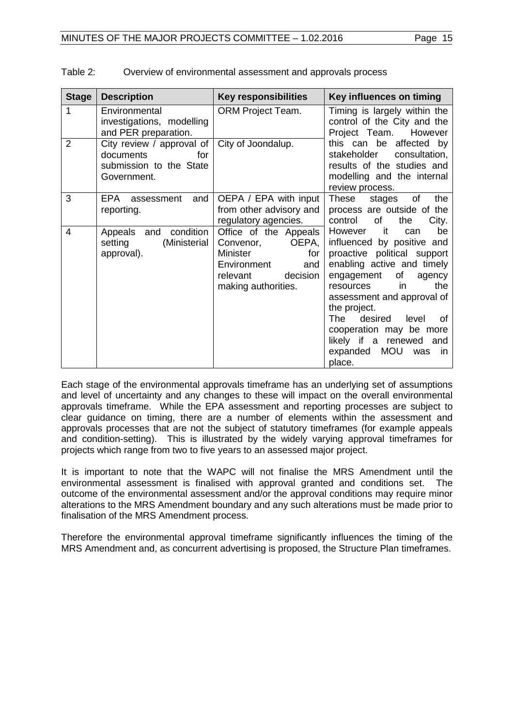Table 2: Overview of environmental assessment and approvals process

| Stage | Description | Key responsibilities | Key influences on timing |
|---|---|---|---|
| 1 | Environmental investigations, modelling and PER preparation. | ORM Project Team. | Timing is largely within the control of the City and the Project Team. However this can be affected by stakeholder consultation, results of the studies and modelling and the internal review process. |
| 2 | City review / approval of documents for submission to the State Government. | City of Joondalup. | |
| 3 | EPA assessment and reporting. | OEPA / EPA with input from other advisory and regulatory agencies. | These stages of the process are outside of the control of the City. However it can be influenced by positive and proactive political support enabling active and timely engagement of agency resources in the assessment and approval of the project. The desired level of cooperation may be more likely if a renewed and expanded MOU was in place. |
| 4 | Appeals and condition setting (Ministerial approval). | Office of the Appeals Convenor, OEPA, Minister for Environment and relevant decision making authorities. | |

Each stage of the environmental approvals timeframe has an underlying set of assumptions and level of uncertainty and any changes to these will impact on the overall environmental approvals timeframe. While the EPA assessment and reporting processes are subject to clear guidance on timing, there are a number of elements within the assessment and approvals processes that are not the subject of statutory timeframes (for example appeals and condition-setting). This is illustrated by the widely varying approval timeframes for projects which range from two to five years to an assessed major project.

It is important to note that the WAPC will not finalise the MRS Amendment until the environmental assessment is finalised with approval granted and conditions set. The outcome of the environmental assessment and/or the approval conditions may require minor alterations to the MRS Amendment boundary and any such alterations must be made prior to finalisation of the MRS Amendment process.

Therefore the environmental approval timeframe significantly influences the timing of the MRS Amendment and, as concurrent advertising is proposed, the Structure Plan timeframes.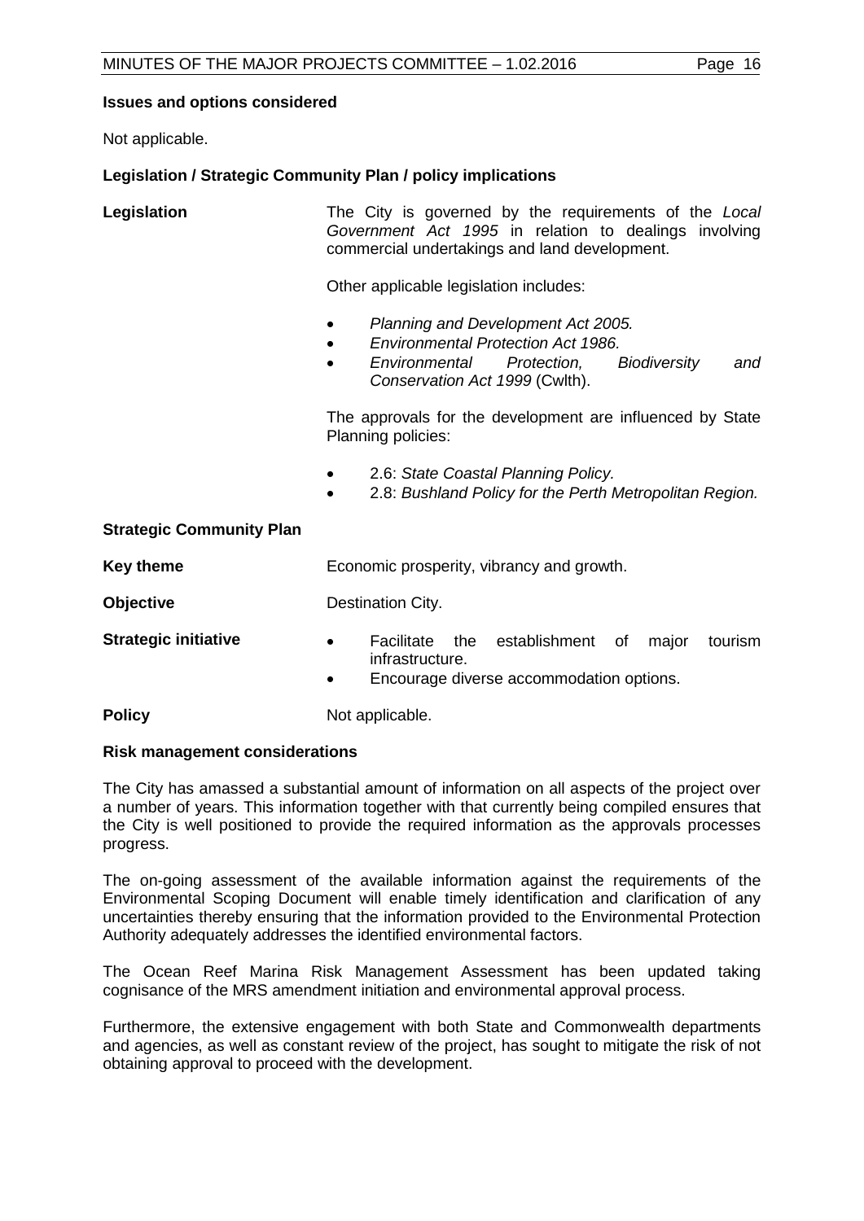**Issues and options considered**

Not applicable.

**Legislation / Strategic Community Plan / policy implications**

**Legislation**

The City is governed by the requirements of the *Local Government Act 1995* in relation to dealings involving commercial undertakings and land development.

Other applicable legislation includes:

- *Planning and Development Act 2005.*
- *Environmental Protection Act 1986.*
- *Environmental Protection, Biodiversity and Conservation Act 1999* (Cwlth).

The approvals for the development are influenced by State Planning policies:

- 2.6: *State Coastal Planning Policy.*
- 2.8: *Bushland Policy for the Perth Metropolitan Region.*

**Strategic Community Plan**

**Key theme**

Economic prosperity, vibrancy and growth.

**Objective**

Destination City.

**Strategic initiative**

- Facilitate the establishment of major tourism infrastructure.
- Encourage diverse accommodation options.

**Policy**

Not applicable.

**Risk management considerations**

The City has amassed a substantial amount of information on all aspects of the project over a number of years. This information together with that currently being compiled ensures that the City is well positioned to provide the required information as the approvals processes progress.

The on-going assessment of the available information against the requirements of the Environmental Scoping Document will enable timely identification and clarification of any uncertainties thereby ensuring that the information provided to the Environmental Protection Authority adequately addresses the identified environmental factors.

The Ocean Reef Marina Risk Management Assessment has been updated taking cognisance of the MRS amendment initiation and environmental approval process.

Furthermore, the extensive engagement with both State and Commonwealth departments and agencies, as well as constant review of the project, has sought to mitigate the risk of not obtaining approval to proceed with the development.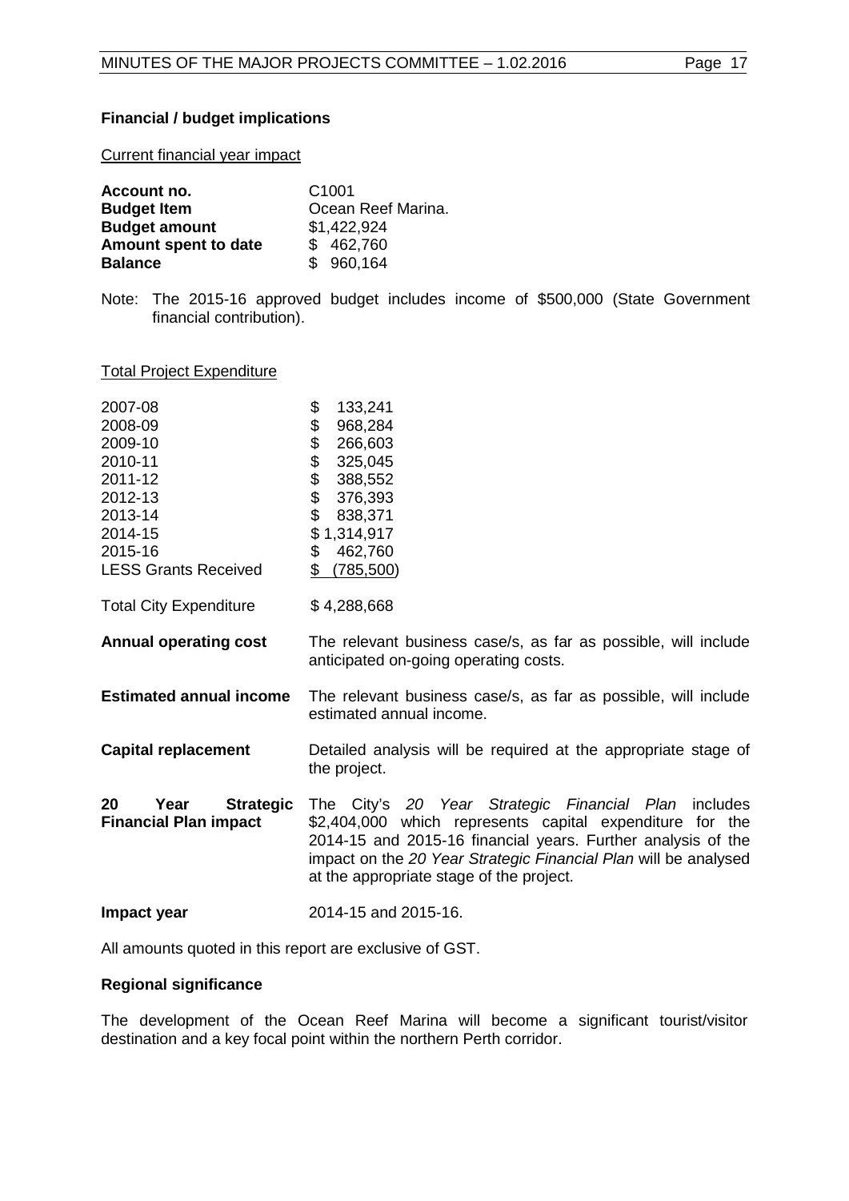**Financial / budget implications**

Current financial year impact

| | |
|---|---|
| **Account no.** | C1001 |
| **Budget Item** | Ocean Reef Marina. |
| **Budget amount** | $1,422,924 |
| **Amount spent to date** | $ 462,760 |
| **Balance** | $ 960,164 |

Note: The 2015-16 approved budget includes income of $500,000 (State Government financial contribution).

Total Project Expenditure

| | |
|---|---|
| 2007-08 | $ 133,241 |
| 2008-09 | $ 968,284 |
| 2009-10 | $ 266,603 |
| 2010-11 | $ 325,045 |
| 2011-12 | $ 388,552 |
| 2012-13 | $ 376,393 |
| 2013-14 | $ 838,371 |
| 2014-15 | $ 1,314,917 |
| 2015-16 | $ 462,760 |
| LESS Grants Received | $ (785,500) |
| Total City Expenditure | $ 4,288,668 |

| | |
|---|---|
| **Annual operating cost** | The relevant business case/s, as far as possible, will include anticipated on-going operating costs. |
| **Estimated annual income** | The relevant business case/s, as far as possible, will include estimated annual income. |
| **Capital replacement** | Detailed analysis will be required at the appropriate stage of the project. |
| **20 Year Strategic Financial Plan impact** | The City's *20 Year Strategic Financial Plan* includes $2,404,000 which represents capital expenditure for the 2014-15 and 2015-16 financial years. Further analysis of the impact on the *20 Year Strategic Financial Plan* will be analysed at the appropriate stage of the project. |
| **Impact year** | 2014-15 and 2015-16. |

All amounts quoted in this report are exclusive of GST.

**Regional significance**

The development of the Ocean Reef Marina will become a significant tourist/visitor destination and a key focal point within the northern Perth corridor.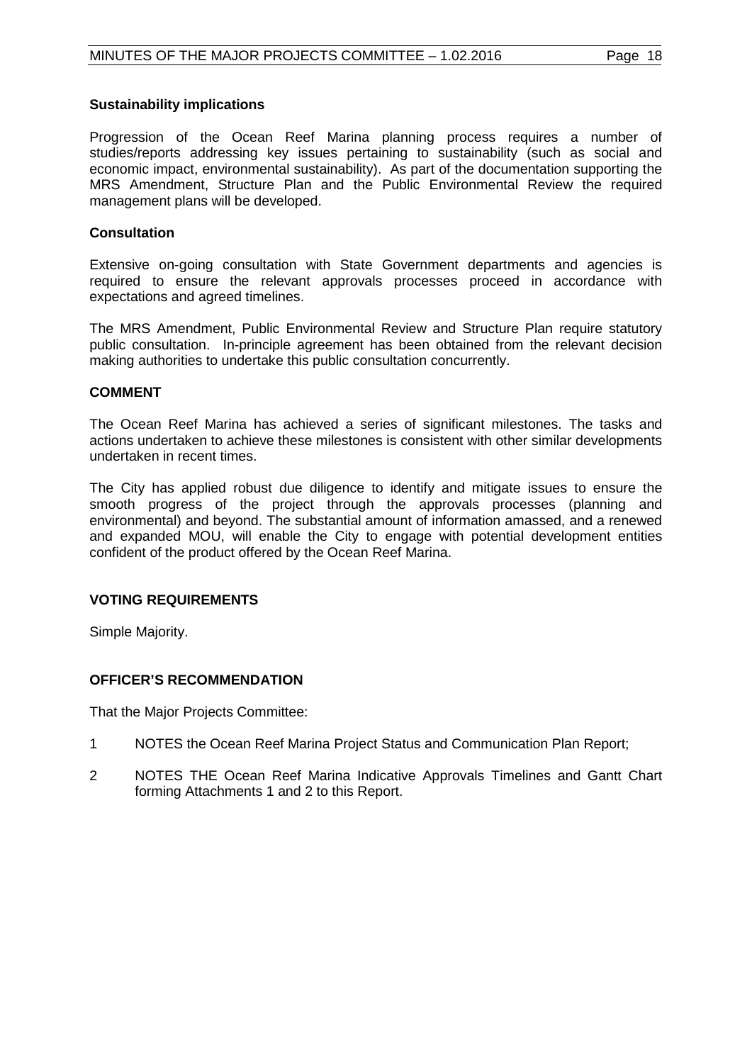**Sustainability implications**

Progression of the Ocean Reef Marina planning process requires a number of studies/reports addressing key issues pertaining to sustainability (such as social and economic impact, environmental sustainability). As part of the documentation supporting the MRS Amendment, Structure Plan and the Public Environmental Review the required management plans will be developed.

**Consultation**

Extensive on-going consultation with State Government departments and agencies is required to ensure the relevant approvals processes proceed in accordance with expectations and agreed timelines.

The MRS Amendment, Public Environmental Review and Structure Plan require statutory public consultation. In-principle agreement has been obtained from the relevant decision making authorities to undertake this public consultation concurrently.

**COMMENT**

The Ocean Reef Marina has achieved a series of significant milestones. The tasks and actions undertaken to achieve these milestones is consistent with other similar developments undertaken in recent times.

The City has applied robust due diligence to identify and mitigate issues to ensure the smooth progress of the project through the approvals processes (planning and environmental) and beyond. The substantial amount of information amassed, and a renewed and expanded MOU, will enable the City to engage with potential development entities confident of the product offered by the Ocean Reef Marina.

**VOTING REQUIREMENTS**

Simple Majority.

**OFFICER'S RECOMMENDATION**

That the Major Projects Committee:

1 NOTES the Ocean Reef Marina Project Status and Communication Plan Report;

2 NOTES THE Ocean Reef Marina Indicative Approvals Timelines and Gantt Chart forming Attachments 1 and 2 to this Report.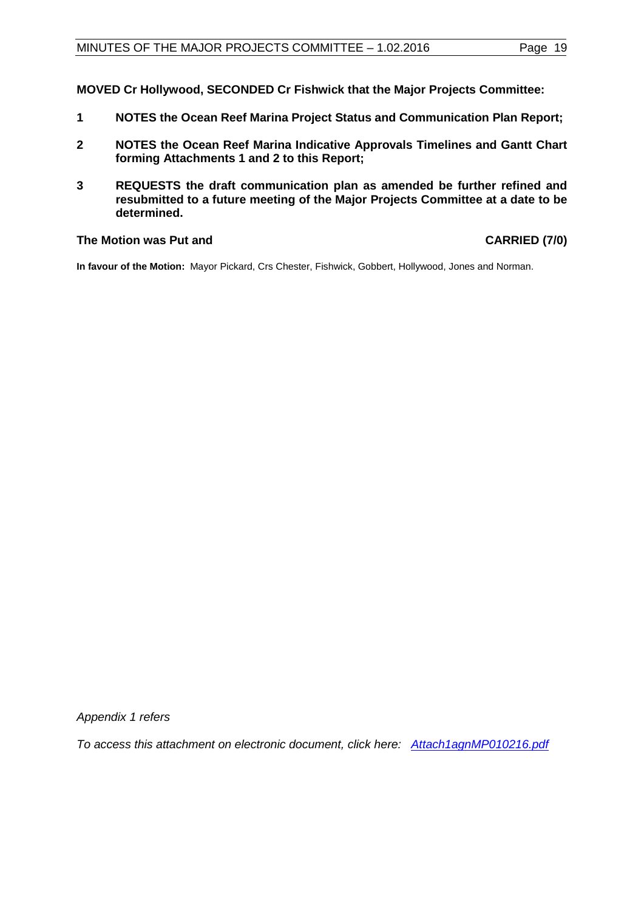**MOVED Cr Hollywood, SECONDED Cr Fishwick that the Major Projects Committee:**

1. **NOTES the Ocean Reef Marina Project Status and Communication Plan Report;**

2. **NOTES the Ocean Reef Marina Indicative Approvals Timelines and Gantt Chart forming Attachments 1 and 2 to this Report;**

3. **REQUESTS the draft communication plan as amended be further refined and resubmitted to a future meeting of the Major Projects Committee at a date to be determined.**

**The Motion was Put and** **CARRIED (7/0)**

**In favour of the Motion:** Mayor Pickard, Crs Chester, Fishwick, Gobbert, Hollywood, Jones and Norman.

*Appendix 1 refers*

*To access this attachment on electronic document, click here: [Attach1agnMP010216.pdf](Attach1agnMP010216.pdf)*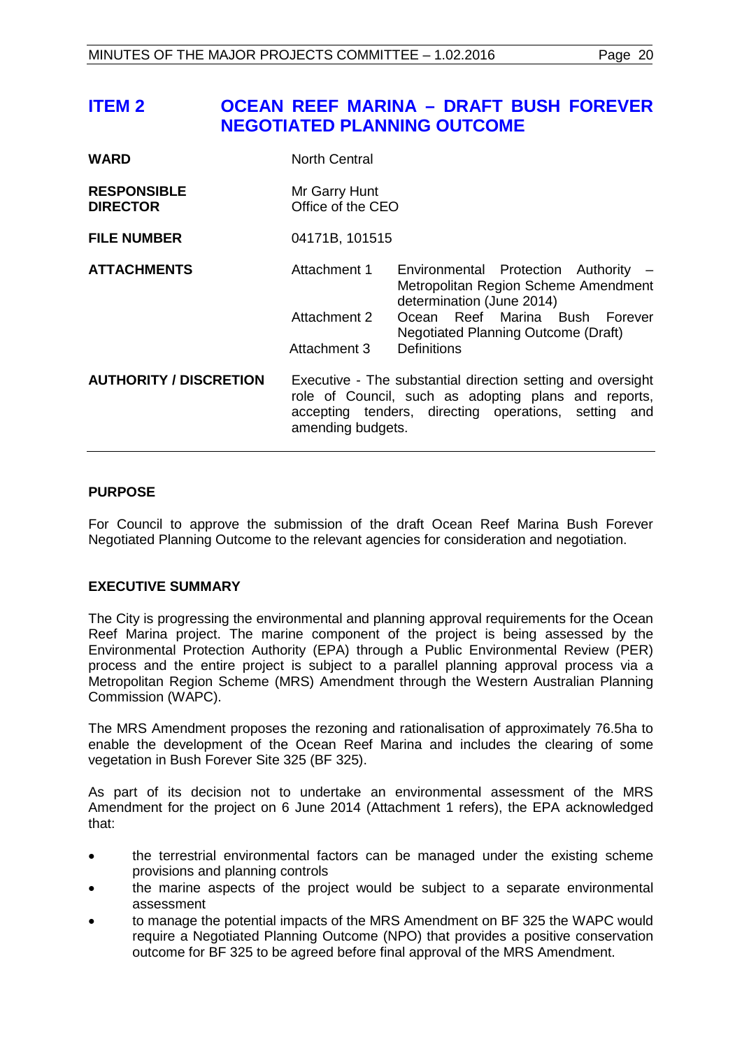## ITEM 2 OCEAN REEF MARINA – DRAFT BUSH FOREVER NEGOTIATED PLANNING OUTCOME

| | | |
|---|---|---|
| **WARD** | North Central | |
| **RESPONSIBLE DIRECTOR** | Mr Garry Hunt<br>Office of the CEO | |
| **FILE NUMBER** | 04171B, 101515 | |
| **ATTACHMENTS** | Attachment 1 | Environmental Protection Authority – Metropolitan Region Scheme Amendment determination (June 2014) |
| | Attachment 2 | Ocean Reef Marina Bush Forever Negotiated Planning Outcome (Draft) |
| | Attachment 3 | Definitions |
| **AUTHORITY / DISCRETION** | Executive - The substantial direction setting and oversight role of Council, such as adopting plans and reports, accepting tenders, directing operations, setting and amending budgets. | |

### PURPOSE

For Council to approve the submission of the draft Ocean Reef Marina Bush Forever Negotiated Planning Outcome to the relevant agencies for consideration and negotiation.

### EXECUTIVE SUMMARY

The City is progressing the environmental and planning approval requirements for the Ocean Reef Marina project. The marine component of the project is being assessed by the Environmental Protection Authority (EPA) through a Public Environmental Review (PER) process and the entire project is subject to a parallel planning approval process via a Metropolitan Region Scheme (MRS) Amendment through the Western Australian Planning Commission (WAPC).

The MRS Amendment proposes the rezoning and rationalisation of approximately 76.5ha to enable the development of the Ocean Reef Marina and includes the clearing of some vegetation in Bush Forever Site 325 (BF 325).

As part of its decision not to undertake an environmental assessment of the MRS Amendment for the project on 6 June 2014 (Attachment 1 refers), the EPA acknowledged that:

- the terrestrial environmental factors can be managed under the existing scheme provisions and planning controls
- the marine aspects of the project would be subject to a separate environmental assessment
- to manage the potential impacts of the MRS Amendment on BF 325 the WAPC would require a Negotiated Planning Outcome (NPO) that provides a positive conservation outcome for BF 325 to be agreed before final approval of the MRS Amendment.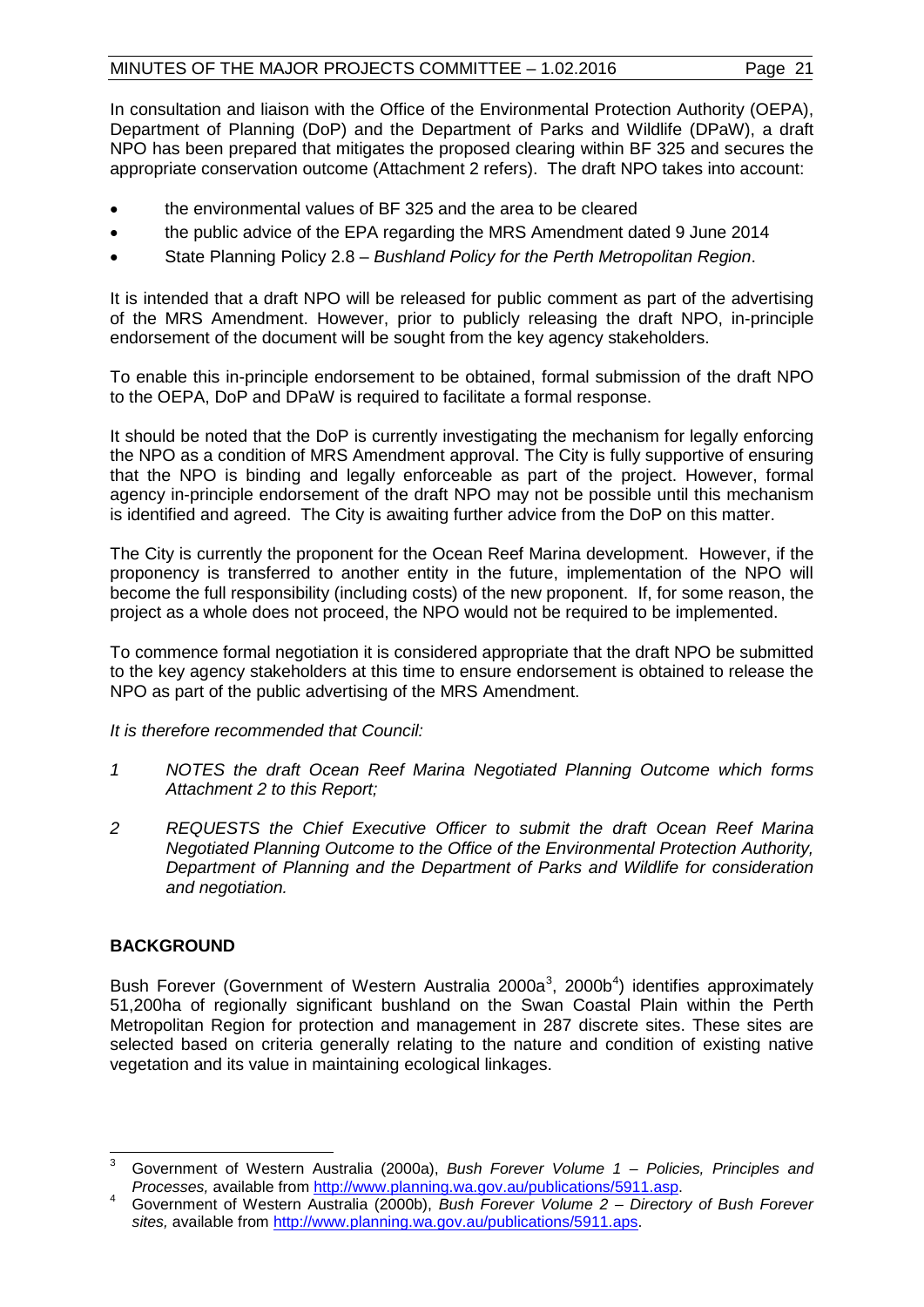In consultation and liaison with the Office of the Environmental Protection Authority (OEPA), Department of Planning (DoP) and the Department of Parks and Wildlife (DPaW), a draft NPO has been prepared that mitigates the proposed clearing within BF 325 and secures the appropriate conservation outcome (Attachment 2 refers). The draft NPO takes into account:

- the environmental values of BF 325 and the area to be cleared
- the public advice of the EPA regarding the MRS Amendment dated 9 June 2014
- State Planning Policy 2.8 – *Bushland Policy for the Perth Metropolitan Region*.

It is intended that a draft NPO will be released for public comment as part of the advertising of the MRS Amendment. However, prior to publicly releasing the draft NPO, in-principle endorsement of the document will be sought from the key agency stakeholders.

To enable this in-principle endorsement to be obtained, formal submission of the draft NPO to the OEPA, DoP and DPaW is required to facilitate a formal response.

It should be noted that the DoP is currently investigating the mechanism for legally enforcing the NPO as a condition of MRS Amendment approval. The City is fully supportive of ensuring that the NPO is binding and legally enforceable as part of the project. However, formal agency in-principle endorsement of the draft NPO may not be possible until this mechanism is identified and agreed. The City is awaiting further advice from the DoP on this matter.

The City is currently the proponent for the Ocean Reef Marina development. However, if the proponency is transferred to another entity in the future, implementation of the NPO will become the full responsibility (including costs) of the new proponent. If, for some reason, the project as a whole does not proceed, the NPO would not be required to be implemented.

To commence formal negotiation it is considered appropriate that the draft NPO be submitted to the key agency stakeholders at this time to ensure endorsement is obtained to release the NPO as part of the public advertising of the MRS Amendment.

*It is therefore recommended that Council:*

*1 NOTES the draft Ocean Reef Marina Negotiated Planning Outcome which forms Attachment 2 to this Report;*

*2 REQUESTS the Chief Executive Officer to submit the draft Ocean Reef Marina Negotiated Planning Outcome to the Office of the Environmental Protection Authority, Department of Planning and the Department of Parks and Wildlife for consideration and negotiation.*

## BACKGROUND

Bush Forever (Government of Western Australia 2000a[3], 2000b[4]) identifies approximately 51,200ha of regionally significant bushland on the Swan Coastal Plain within the Perth Metropolitan Region for protection and management in 287 discrete sites. These sites are selected based on criteria generally relating to the nature and condition of existing native vegetation and its value in maintaining ecological linkages.

---

[3] Government of Western Australia (2000a), *Bush Forever Volume 1 – Policies, Principles and Processes,* available from http://www.planning.wa.gov.au/publications/5911.asp.

[4] Government of Western Australia (2000b), *Bush Forever Volume 2 – Directory of Bush Forever sites,* available from http://www.planning.wa.gov.au/publications/5911.aps.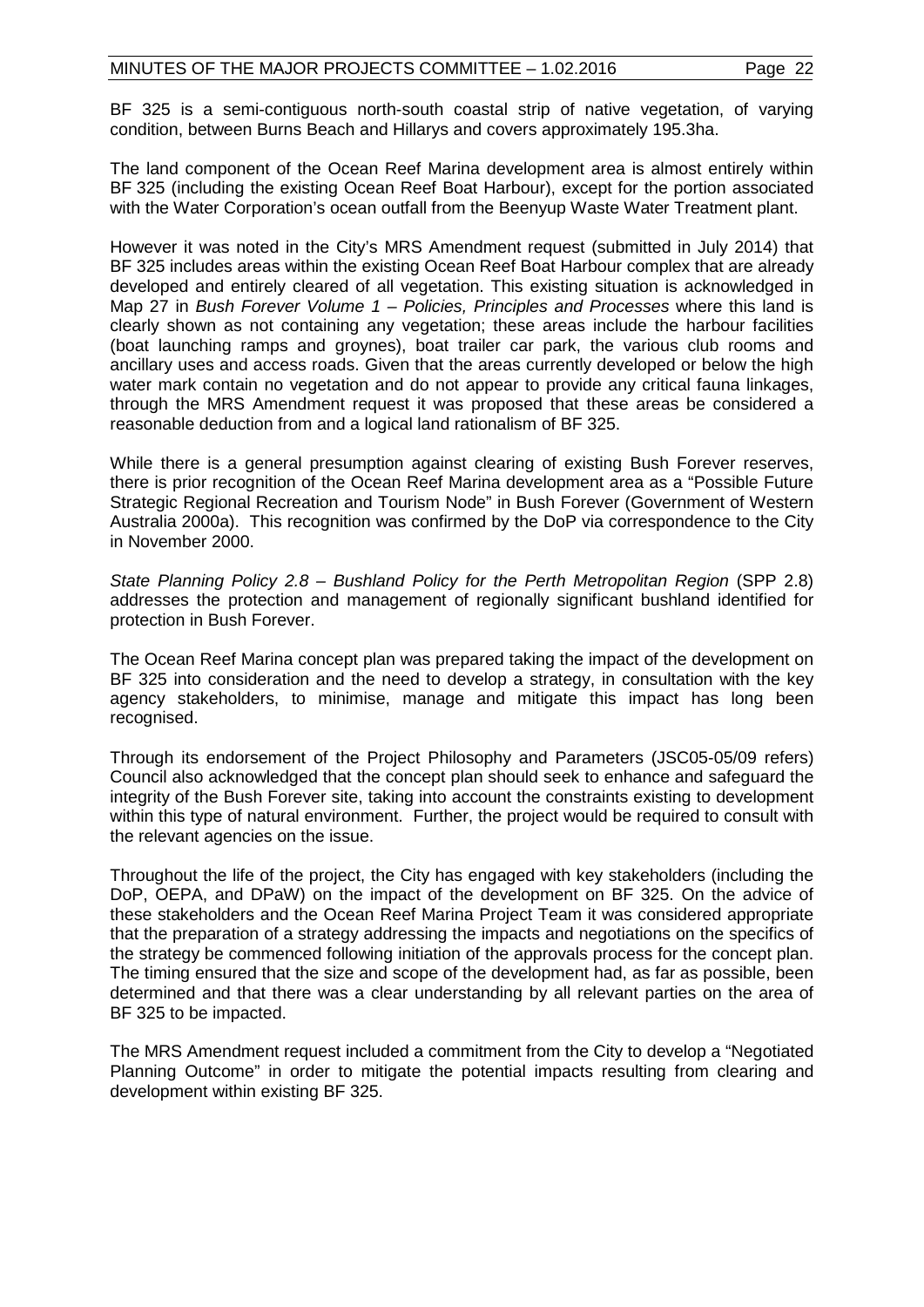BF 325 is a semi-contiguous north-south coastal strip of native vegetation, of varying condition, between Burns Beach and Hillarys and covers approximately 195.3ha.

The land component of the Ocean Reef Marina development area is almost entirely within BF 325 (including the existing Ocean Reef Boat Harbour), except for the portion associated with the Water Corporation's ocean outfall from the Beenyup Waste Water Treatment plant.

However it was noted in the City's MRS Amendment request (submitted in July 2014) that BF 325 includes areas within the existing Ocean Reef Boat Harbour complex that are already developed and entirely cleared of all vegetation. This existing situation is acknowledged in Map 27 in *Bush Forever Volume 1 – Policies, Principles and Processes* where this land is clearly shown as not containing any vegetation; these areas include the harbour facilities (boat launching ramps and groynes), boat trailer car park, the various club rooms and ancillary uses and access roads. Given that the areas currently developed or below the high water mark contain no vegetation and do not appear to provide any critical fauna linkages, through the MRS Amendment request it was proposed that these areas be considered a reasonable deduction from and a logical land rationalism of BF 325.

While there is a general presumption against clearing of existing Bush Forever reserves, there is prior recognition of the Ocean Reef Marina development area as a "Possible Future Strategic Regional Recreation and Tourism Node" in Bush Forever (Government of Western Australia 2000a). This recognition was confirmed by the DoP via correspondence to the City in November 2000.

*State Planning Policy 2.8 – Bushland Policy for the Perth Metropolitan Region* (SPP 2.8) addresses the protection and management of regionally significant bushland identified for protection in Bush Forever.

The Ocean Reef Marina concept plan was prepared taking the impact of the development on BF 325 into consideration and the need to develop a strategy, in consultation with the key agency stakeholders, to minimise, manage and mitigate this impact has long been recognised.

Through its endorsement of the Project Philosophy and Parameters (JSC05-05/09 refers) Council also acknowledged that the concept plan should seek to enhance and safeguard the integrity of the Bush Forever site, taking into account the constraints existing to development within this type of natural environment. Further, the project would be required to consult with the relevant agencies on the issue.

Throughout the life of the project, the City has engaged with key stakeholders (including the DoP, OEPA, and DPaW) on the impact of the development on BF 325. On the advice of these stakeholders and the Ocean Reef Marina Project Team it was considered appropriate that the preparation of a strategy addressing the impacts and negotiations on the specifics of the strategy be commenced following initiation of the approvals process for the concept plan. The timing ensured that the size and scope of the development had, as far as possible, been determined and that there was a clear understanding by all relevant parties on the area of BF 325 to be impacted.

The MRS Amendment request included a commitment from the City to develop a "Negotiated Planning Outcome" in order to mitigate the potential impacts resulting from clearing and development within existing BF 325.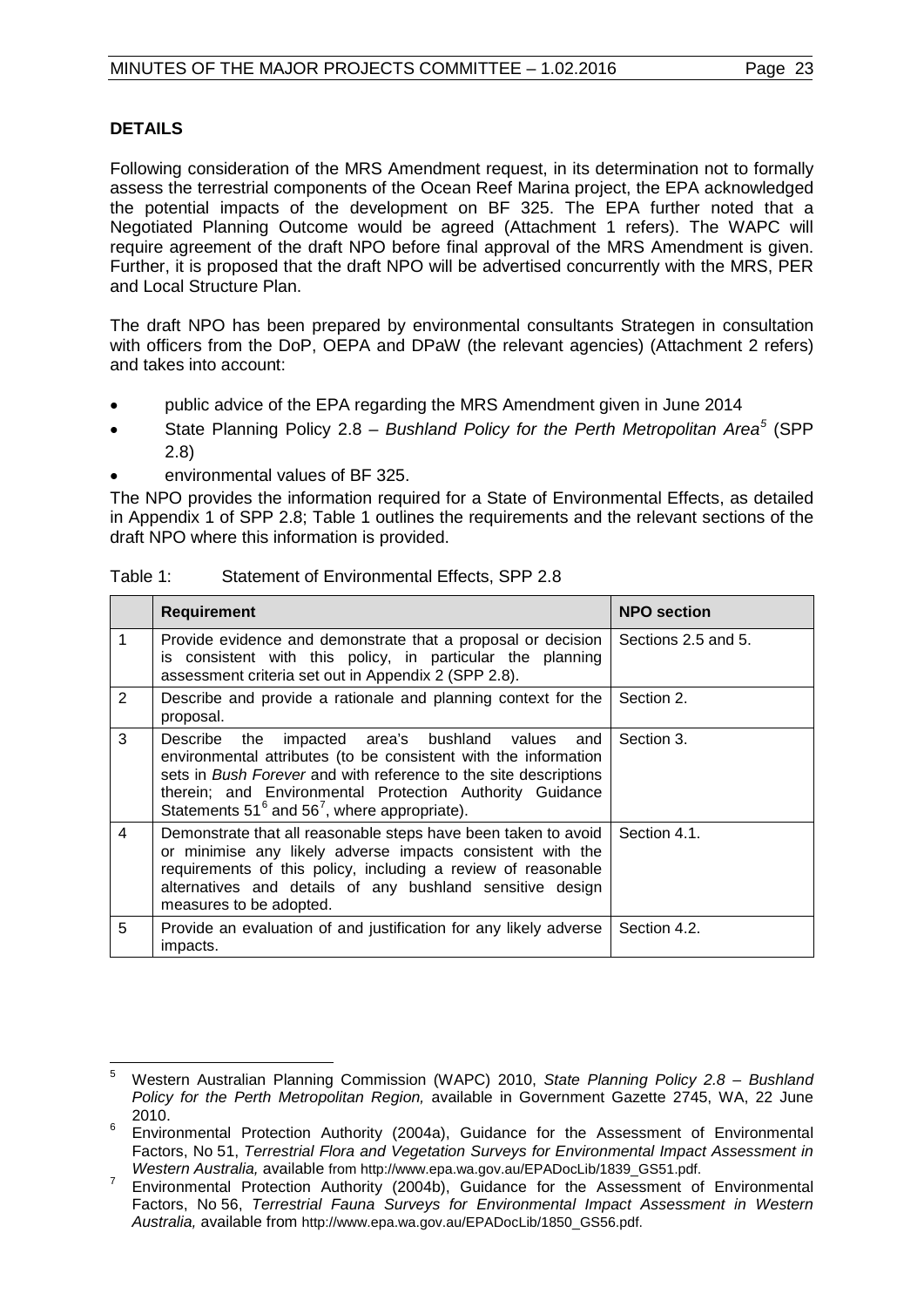## DETAILS

Following consideration of the MRS Amendment request, in its determination not to formally assess the terrestrial components of the Ocean Reef Marina project, the EPA acknowledged the potential impacts of the development on BF 325. The EPA further noted that a Negotiated Planning Outcome would be agreed (Attachment 1 refers). The WAPC will require agreement of the draft NPO before final approval of the MRS Amendment is given. Further, it is proposed that the draft NPO will be advertised concurrently with the MRS, PER and Local Structure Plan.

The draft NPO has been prepared by environmental consultants Strategen in consultation with officers from the DoP, OEPA and DPaW (the relevant agencies) (Attachment 2 refers) and takes into account:

- public advice of the EPA regarding the MRS Amendment given in June 2014
- State Planning Policy 2.8 – *Bushland Policy for the Perth Metropolitan Area*[5] (SPP 2.8)
- environmental values of BF 325.

The NPO provides the information required for a State of Environmental Effects, as detailed in Appendix 1 of SPP 2.8; Table 1 outlines the requirements and the relevant sections of the draft NPO where this information is provided.

Table 1: Statement of Environmental Effects, SPP 2.8

| | **Requirement** | **NPO section** |
|---|---|---|
| 1 | Provide evidence and demonstrate that a proposal or decision is consistent with this policy, in particular the planning assessment criteria set out in Appendix 2 (SPP 2.8). | Sections 2.5 and 5. |
| 2 | Describe and provide a rationale and planning context for the proposal. | Section 2. |
| 3 | Describe the impacted area's bushland values and environmental attributes (to be consistent with the information sets in *Bush Forever* and with reference to the site descriptions therein; and Environmental Protection Authority Guidance Statements 51[6] and 56[7], where appropriate). | Section 3. |
| 4 | Demonstrate that all reasonable steps have been taken to avoid or minimise any likely adverse impacts consistent with the requirements of this policy, including a review of reasonable alternatives and details of any bushland sensitive design measures to be adopted. | Section 4.1. |
| 5 | Provide an evaluation of and justification for any likely adverse impacts. | Section 4.2. |

---

[5] Western Australian Planning Commission (WAPC) 2010, *State Planning Policy 2.8 – Bushland Policy for the Perth Metropolitan Region,* available in Government Gazette 2745, WA, 22 June 2010.

[6] Environmental Protection Authority (2004a), Guidance for the Assessment of Environmental Factors, No 51, *Terrestrial Flora and Vegetation Surveys for Environmental Impact Assessment in Western Australia,* available from http://www.epa.wa.gov.au/EPADocLib/1839_GS51.pdf.

[7] Environmental Protection Authority (2004b), Guidance for the Assessment of Environmental Factors, No 56, *Terrestrial Fauna Surveys for Environmental Impact Assessment in Western Australia,* available from http://www.epa.wa.gov.au/EPADocLib/1850_GS56.pdf.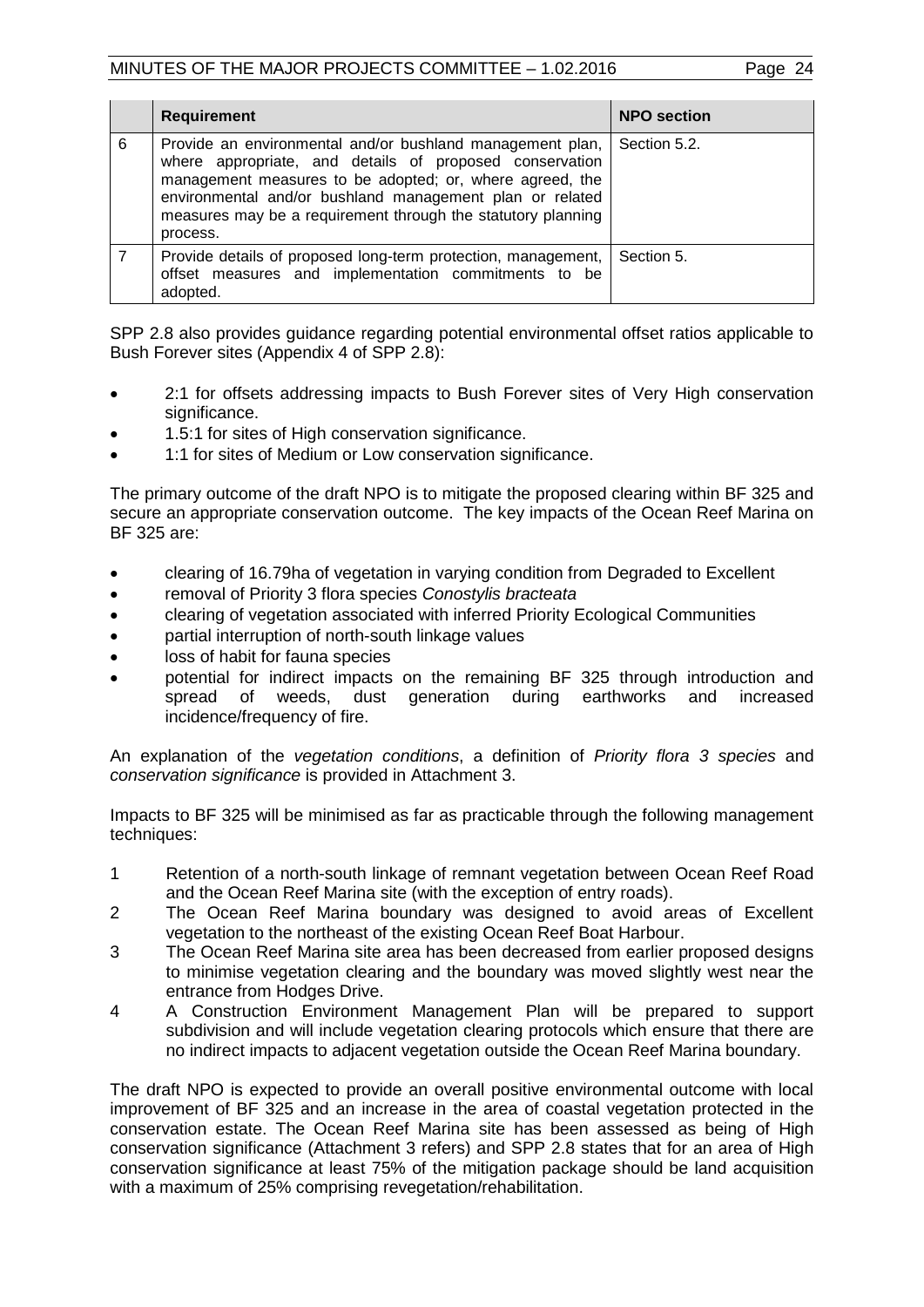| | Requirement | NPO section |
|---|---|---|
| 6 | Provide an environmental and/or bushland management plan, where appropriate, and details of proposed conservation management measures to be adopted; or, where agreed, the environmental and/or bushland management plan or related measures may be a requirement through the statutory planning process. | Section 5.2. |
| 7 | Provide details of proposed long-term protection, management, offset measures and implementation commitments to be adopted. | Section 5. |

SPP 2.8 also provides guidance regarding potential environmental offset ratios applicable to Bush Forever sites (Appendix 4 of SPP 2.8):

- 2:1 for offsets addressing impacts to Bush Forever sites of Very High conservation significance.
- 1.5:1 for sites of High conservation significance.
- 1:1 for sites of Medium or Low conservation significance.

The primary outcome of the draft NPO is to mitigate the proposed clearing within BF 325 and secure an appropriate conservation outcome. The key impacts of the Ocean Reef Marina on BF 325 are:

- clearing of 16.79ha of vegetation in varying condition from Degraded to Excellent
- removal of Priority 3 flora species *Conostylis bracteata*
- clearing of vegetation associated with inferred Priority Ecological Communities
- partial interruption of north-south linkage values
- loss of habit for fauna species
- potential for indirect impacts on the remaining BF 325 through introduction and spread of weeds, dust generation during earthworks and increased incidence/frequency of fire.

An explanation of the *vegetation conditions*, a definition of *Priority flora 3 species* and *conservation significance* is provided in Attachment 3.

Impacts to BF 325 will be minimised as far as practicable through the following management techniques:

1. Retention of a north-south linkage of remnant vegetation between Ocean Reef Road and the Ocean Reef Marina site (with the exception of entry roads).
2. The Ocean Reef Marina boundary was designed to avoid areas of Excellent vegetation to the northeast of the existing Ocean Reef Boat Harbour.
3. The Ocean Reef Marina site area has been decreased from earlier proposed designs to minimise vegetation clearing and the boundary was moved slightly west near the entrance from Hodges Drive.
4. A Construction Environment Management Plan will be prepared to support subdivision and will include vegetation clearing protocols which ensure that there are no indirect impacts to adjacent vegetation outside the Ocean Reef Marina boundary.

The draft NPO is expected to provide an overall positive environmental outcome with local improvement of BF 325 and an increase in the area of coastal vegetation protected in the conservation estate. The Ocean Reef Marina site has been assessed as being of High conservation significance (Attachment 3 refers) and SPP 2.8 states that for an area of High conservation significance at least 75% of the mitigation package should be land acquisition with a maximum of 25% comprising revegetation/rehabilitation.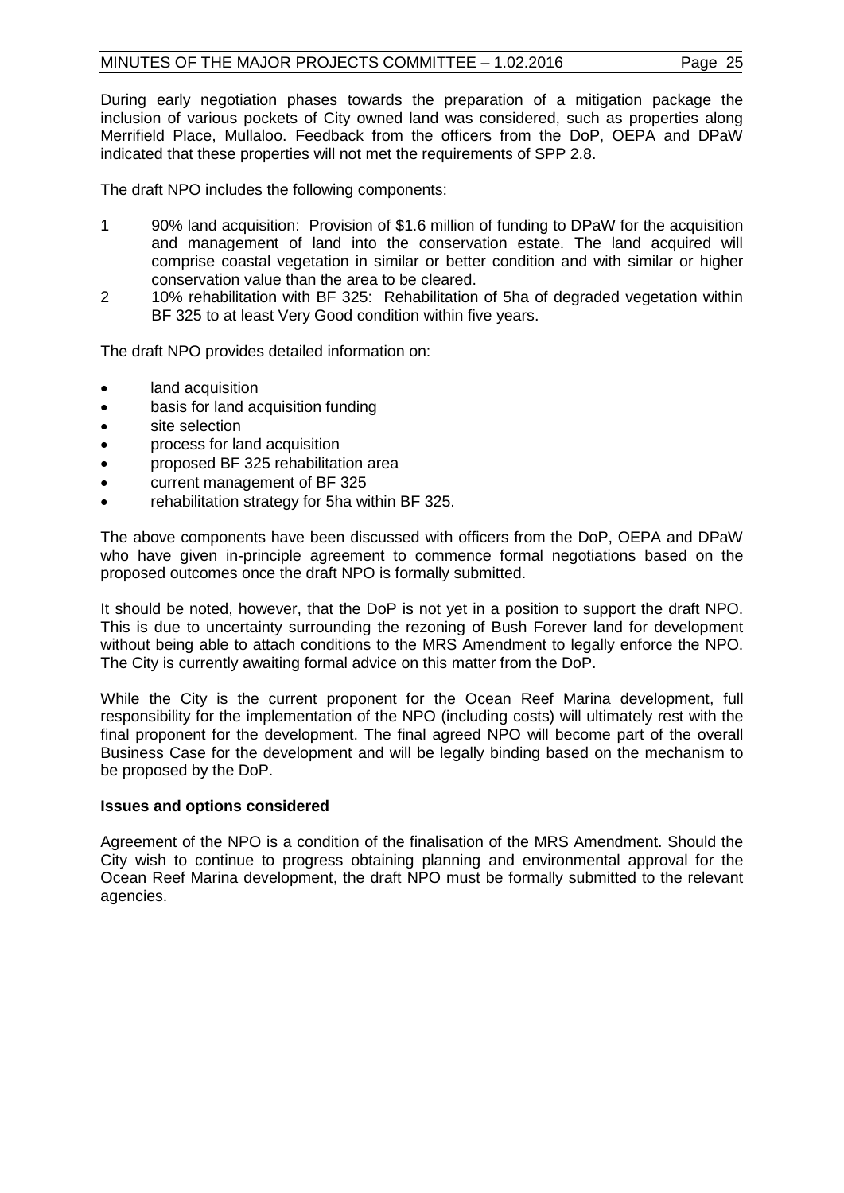During early negotiation phases towards the preparation of a mitigation package the inclusion of various pockets of City owned land was considered, such as properties along Merrifield Place, Mullaloo. Feedback from the officers from the DoP, OEPA and DPaW indicated that these properties will not met the requirements of SPP 2.8.

The draft NPO includes the following components:

1. 90% land acquisition: Provision of $1.6 million of funding to DPaW for the acquisition and management of land into the conservation estate. The land acquired will comprise coastal vegetation in similar or better condition and with similar or higher conservation value than the area to be cleared.
2. 10% rehabilitation with BF 325: Rehabilitation of 5ha of degraded vegetation within BF 325 to at least Very Good condition within five years.

The draft NPO provides detailed information on:

- land acquisition
- basis for land acquisition funding
- site selection
- process for land acquisition
- proposed BF 325 rehabilitation area
- current management of BF 325
- rehabilitation strategy for 5ha within BF 325.

The above components have been discussed with officers from the DoP, OEPA and DPaW who have given in-principle agreement to commence formal negotiations based on the proposed outcomes once the draft NPO is formally submitted.

It should be noted, however, that the DoP is not yet in a position to support the draft NPO. This is due to uncertainty surrounding the rezoning of Bush Forever land for development without being able to attach conditions to the MRS Amendment to legally enforce the NPO. The City is currently awaiting formal advice on this matter from the DoP.

While the City is the current proponent for the Ocean Reef Marina development, full responsibility for the implementation of the NPO (including costs) will ultimately rest with the final proponent for the development. The final agreed NPO will become part of the overall Business Case for the development and will be legally binding based on the mechanism to be proposed by the DoP.

**Issues and options considered**

Agreement of the NPO is a condition of the finalisation of the MRS Amendment. Should the City wish to continue to progress obtaining planning and environmental approval for the Ocean Reef Marina development, the draft NPO must be formally submitted to the relevant agencies.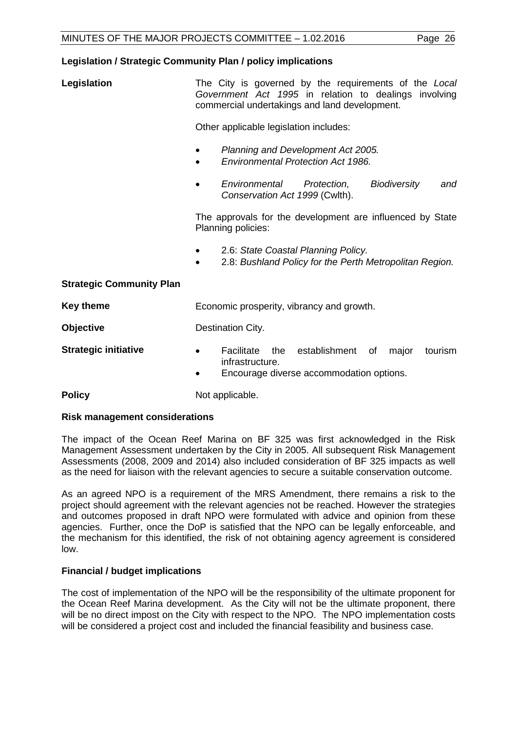### Legislation / Strategic Community Plan / policy implications

**Legislation**

The City is governed by the requirements of the *Local Government Act 1995* in relation to dealings involving commercial undertakings and land development.

Other applicable legislation includes:

- *Planning and Development Act 2005.*
- *Environmental Protection Act 1986.*
- *Environmental Protection, Biodiversity and Conservation Act 1999* (Cwlth).

The approvals for the development are influenced by State Planning policies:

- 2.6: *State Coastal Planning Policy.*
- 2.8: *Bushland Policy for the Perth Metropolitan Region.*

**Strategic Community Plan**

**Key theme** Economic prosperity, vibrancy and growth.

**Objective** Destination City.

**Strategic initiative**

- Facilitate the establishment of major tourism infrastructure.
- Encourage diverse accommodation options.

**Policy** Not applicable.

### Risk management considerations

The impact of the Ocean Reef Marina on BF 325 was first acknowledged in the Risk Management Assessment undertaken by the City in 2005. All subsequent Risk Management Assessments (2008, 2009 and 2014) also included consideration of BF 325 impacts as well as the need for liaison with the relevant agencies to secure a suitable conservation outcome.

As an agreed NPO is a requirement of the MRS Amendment, there remains a risk to the project should agreement with the relevant agencies not be reached. However the strategies and outcomes proposed in draft NPO were formulated with advice and opinion from these agencies. Further, once the DoP is satisfied that the NPO can be legally enforceable, and the mechanism for this identified, the risk of not obtaining agency agreement is considered low.

### Financial / budget implications

The cost of implementation of the NPO will be the responsibility of the ultimate proponent for the Ocean Reef Marina development. As the City will not be the ultimate proponent, there will be no direct impost on the City with respect to the NPO. The NPO implementation costs will be considered a project cost and included the financial feasibility and business case.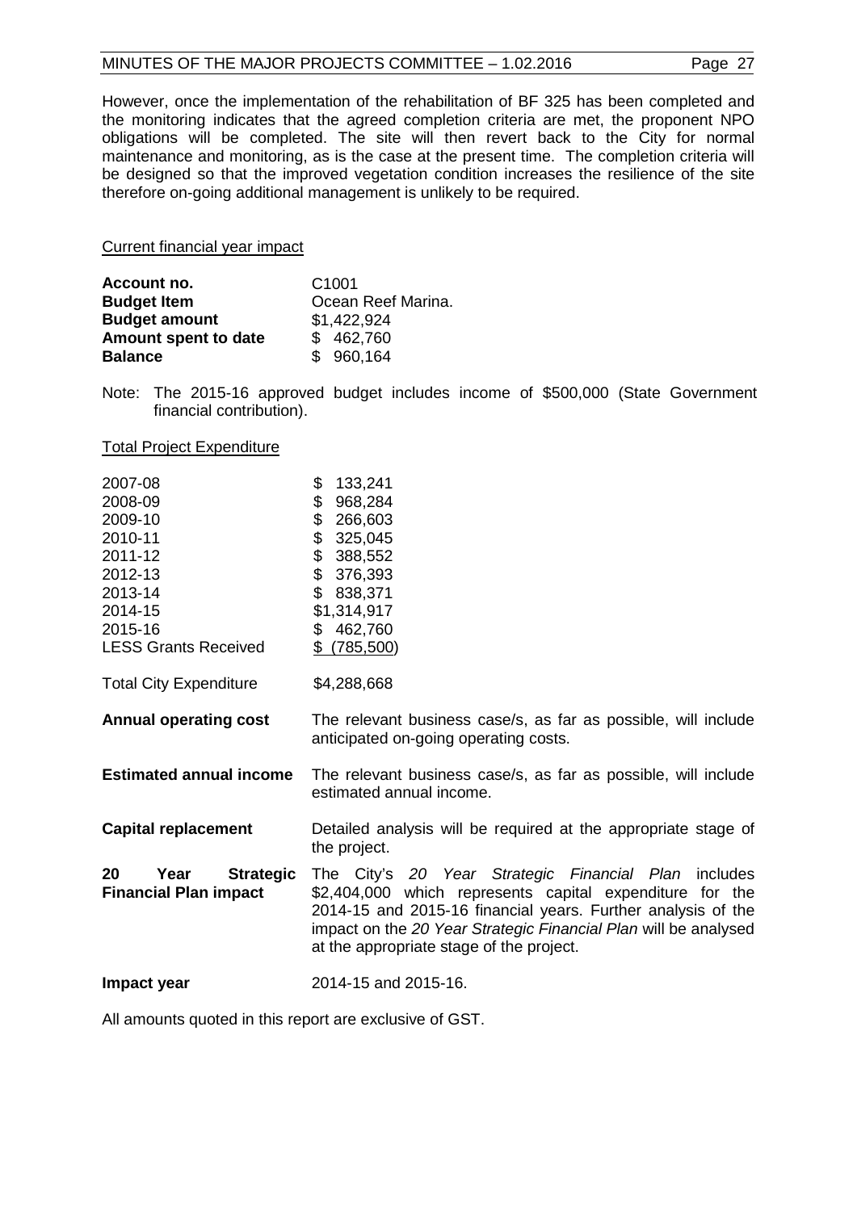However, once the implementation of the rehabilitation of BF 325 has been completed and the monitoring indicates that the agreed completion criteria are met, the proponent NPO obligations will be completed. The site will then revert back to the City for normal maintenance and monitoring, as is the case at the present time. The completion criteria will be designed so that the improved vegetation condition increases the resilience of the site therefore on-going additional management is unlikely to be required.

Current financial year impact

| | |
|---|---|
| **Account no.** | C1001 |
| **Budget Item** | Ocean Reef Marina. |
| **Budget amount** | $1,422,924 |
| **Amount spent to date** | $ 462,760 |
| **Balance** | $ 960,164 |

Note: The 2015-16 approved budget includes income of $500,000 (State Government financial contribution).

Total Project Expenditure

| | |
|---|---|
| 2007-08 | $ 133,241 |
| 2008-09 | $ 968,284 |
| 2009-10 | $ 266,603 |
| 2010-11 | $ 325,045 |
| 2011-12 | $ 388,552 |
| 2012-13 | $ 376,393 |
| 2013-14 | $ 838,371 |
| 2014-15 | $1,314,917 |
| 2015-16 | $ 462,760 |
| LESS Grants Received | $ (785,500) |
| Total City Expenditure | $4,288,668 |

| | |
|---|---|
| **Annual operating cost** | The relevant business case/s, as far as possible, will include anticipated on-going operating costs. |
| **Estimated annual income** | The relevant business case/s, as far as possible, will include estimated annual income. |
| **Capital replacement** | Detailed analysis will be required at the appropriate stage of the project. |
| **20 Year Strategic Financial Plan impact** | The City's *20 Year Strategic Financial Plan* includes $2,404,000 which represents capital expenditure for the 2014-15 and 2015-16 financial years. Further analysis of the impact on the *20 Year Strategic Financial Plan* will be analysed at the appropriate stage of the project. |
| **Impact year** | 2014-15 and 2015-16. |

All amounts quoted in this report are exclusive of GST.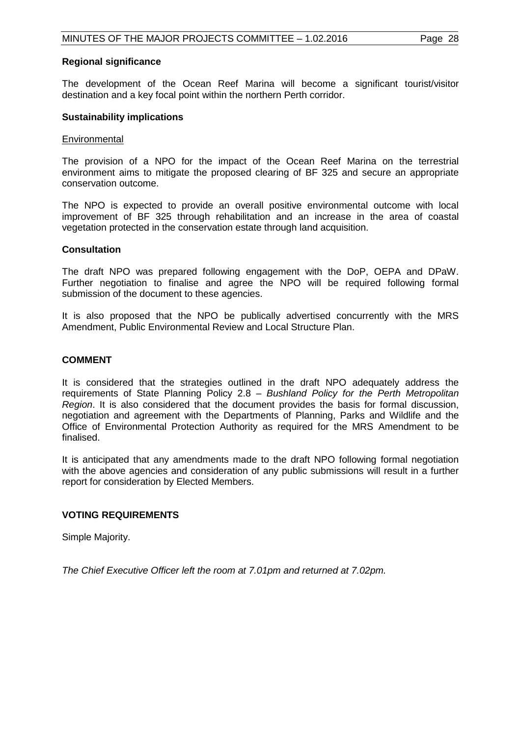**Regional significance**

The development of the Ocean Reef Marina will become a significant tourist/visitor destination and a key focal point within the northern Perth corridor.

**Sustainability implications**

Environmental

The provision of a NPO for the impact of the Ocean Reef Marina on the terrestrial environment aims to mitigate the proposed clearing of BF 325 and secure an appropriate conservation outcome.

The NPO is expected to provide an overall positive environmental outcome with local improvement of BF 325 through rehabilitation and an increase in the area of coastal vegetation protected in the conservation estate through land acquisition.

**Consultation**

The draft NPO was prepared following engagement with the DoP, OEPA and DPaW. Further negotiation to finalise and agree the NPO will be required following formal submission of the document to these agencies.

It is also proposed that the NPO be publically advertised concurrently with the MRS Amendment, Public Environmental Review and Local Structure Plan.

## COMMENT

It is considered that the strategies outlined in the draft NPO adequately address the requirements of State Planning Policy 2.8 – *Bushland Policy for the Perth Metropolitan Region*. It is also considered that the document provides the basis for formal discussion, negotiation and agreement with the Departments of Planning, Parks and Wildlife and the Office of Environmental Protection Authority as required for the MRS Amendment to be finalised.

It is anticipated that any amendments made to the draft NPO following formal negotiation with the above agencies and consideration of any public submissions will result in a further report for consideration by Elected Members.

## VOTING REQUIREMENTS

Simple Majority.

*The Chief Executive Officer left the room at 7.01pm and returned at 7.02pm.*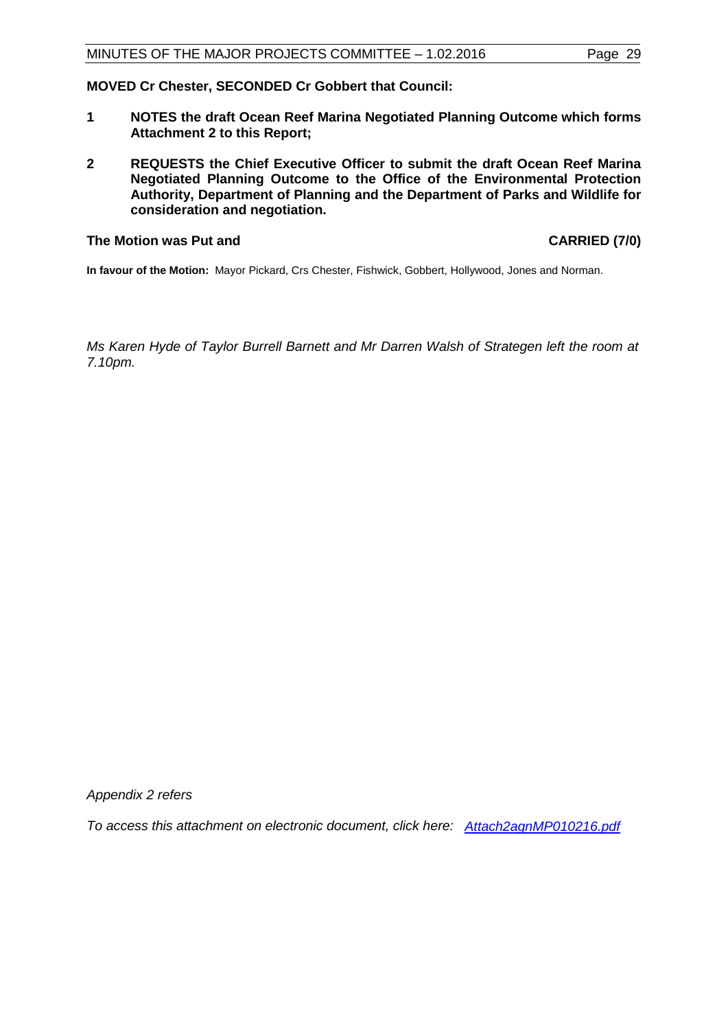**MOVED Cr Chester, SECONDED Cr Gobbert that Council:**

1. **NOTES the draft Ocean Reef Marina Negotiated Planning Outcome which forms Attachment 2 to this Report;**
2. **REQUESTS the Chief Executive Officer to submit the draft Ocean Reef Marina Negotiated Planning Outcome to the Office of the Environmental Protection Authority, Department of Planning and the Department of Parks and Wildlife for consideration and negotiation.**

**The Motion was Put and CARRIED (7/0)**

**In favour of the Motion:** Mayor Pickard, Crs Chester, Fishwick, Gobbert, Hollywood, Jones and Norman.

*Ms Karen Hyde of Taylor Burrell Barnett and Mr Darren Walsh of Strategen left the room at 7.10pm.*

*Appendix 2 refers*

*To access this attachment on electronic document, click here: Attach2agnMP010216.pdf*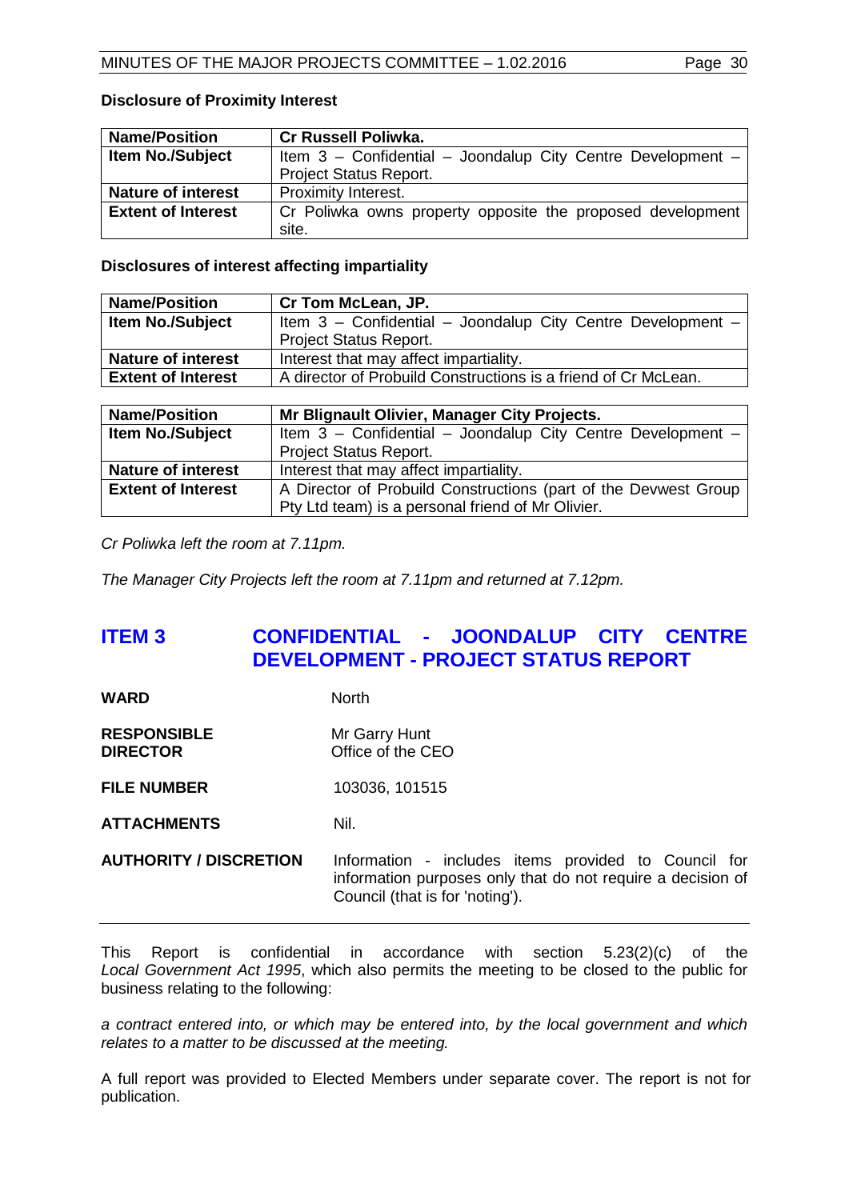**Disclosure of Proximity Interest**

| Name/Position | Cr Russell Poliwka. |
|---|---|
| Item No./Subject | Item 3 – Confidential – Joondalup City Centre Development – Project Status Report. |
| Nature of interest | Proximity Interest. |
| Extent of Interest | Cr Poliwka owns property opposite the proposed development site. |

**Disclosures of interest affecting impartiality**

| Name/Position | Cr Tom McLean, JP. |
|---|---|
| Item No./Subject | Item 3 – Confidential – Joondalup City Centre Development – Project Status Report. |
| Nature of interest | Interest that may affect impartiality. |
| Extent of Interest | A director of Probuild Constructions is a friend of Cr McLean. |

| Name/Position | Mr Blignault Olivier, Manager City Projects. |
|---|---|
| Item No./Subject | Item 3 – Confidential – Joondalup City Centre Development – Project Status Report. |
| Nature of interest | Interest that may affect impartiality. |
| Extent of Interest | A Director of Probuild Constructions (part of the Devwest Group Pty Ltd team) is a personal friend of Mr Olivier. |

*Cr Poliwka left the room at 7.11pm.*

*The Manager City Projects left the room at 7.11pm and returned at 7.12pm.*

# ITEM 3 CONFIDENTIAL - JOONDALUP CITY CENTRE DEVELOPMENT - PROJECT STATUS REPORT

**WARD** North

**RESPONSIBLE DIRECTOR** Mr Garry Hunt, Office of the CEO

**FILE NUMBER** 103036, 101515

**ATTACHMENTS** Nil.

**AUTHORITY / DISCRETION** Information - includes items provided to Council for information purposes only that do not require a decision of Council (that is for 'noting').

---

This Report is confidential in accordance with section 5.23(2)(c) of the *Local Government Act 1995*, which also permits the meeting to be closed to the public for business relating to the following:

*a contract entered into, or which may be entered into, by the local government and which relates to a matter to be discussed at the meeting.*

A full report was provided to Elected Members under separate cover. The report is not for publication.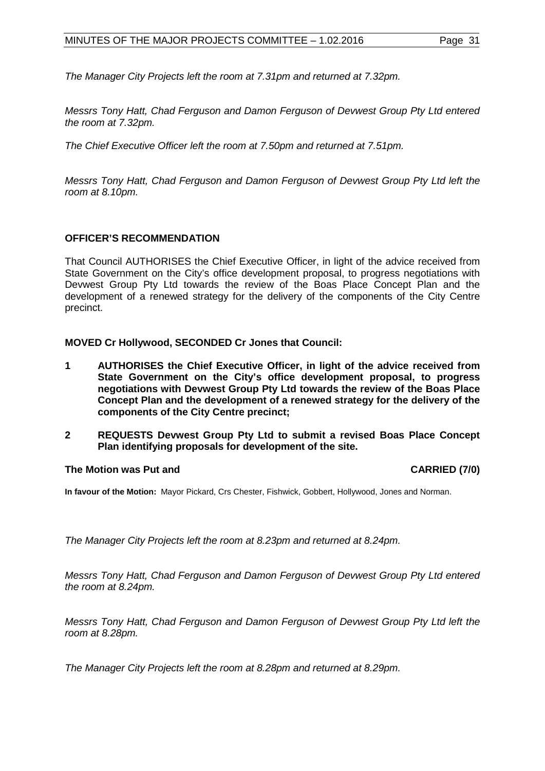*The Manager City Projects left the room at 7.31pm and returned at 7.32pm.*

*Messrs Tony Hatt, Chad Ferguson and Damon Ferguson of Devwest Group Pty Ltd entered the room at 7.32pm.*

*The Chief Executive Officer left the room at 7.50pm and returned at 7.51pm.*

*Messrs Tony Hatt, Chad Ferguson and Damon Ferguson of Devwest Group Pty Ltd left the room at 8.10pm.*

**OFFICER'S RECOMMENDATION**

That Council AUTHORISES the Chief Executive Officer, in light of the advice received from State Government on the City's office development proposal, to progress negotiations with Devwest Group Pty Ltd towards the review of the Boas Place Concept Plan and the development of a renewed strategy for the delivery of the components of the City Centre precinct.

**MOVED Cr Hollywood, SECONDED Cr Jones that Council:**

**1 AUTHORISES the Chief Executive Officer, in light of the advice received from State Government on the City's office development proposal, to progress negotiations with Devwest Group Pty Ltd towards the review of the Boas Place Concept Plan and the development of a renewed strategy for the delivery of the components of the City Centre precinct;**

**2 REQUESTS Devwest Group Pty Ltd to submit a revised Boas Place Concept Plan identifying proposals for development of the site.**

**The Motion was Put and CARRIED (7/0)**

**In favour of the Motion:** Mayor Pickard, Crs Chester, Fishwick, Gobbert, Hollywood, Jones and Norman.

*The Manager City Projects left the room at 8.23pm and returned at 8.24pm.*

*Messrs Tony Hatt, Chad Ferguson and Damon Ferguson of Devwest Group Pty Ltd entered the room at 8.24pm.*

*Messrs Tony Hatt, Chad Ferguson and Damon Ferguson of Devwest Group Pty Ltd left the room at 8.28pm.*

*The Manager City Projects left the room at 8.28pm and returned at 8.29pm.*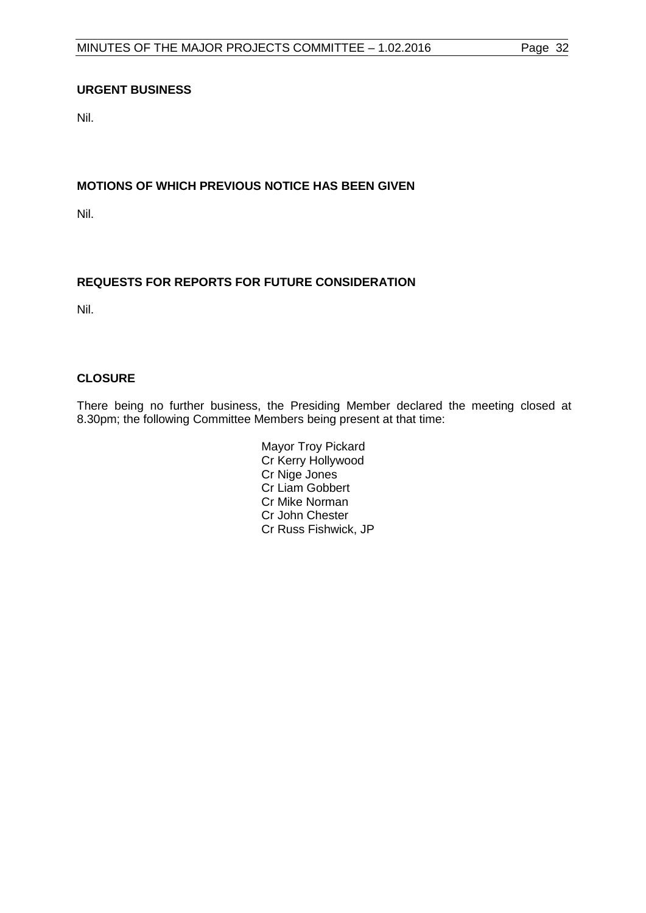## URGENT BUSINESS

Nil.

## MOTIONS OF WHICH PREVIOUS NOTICE HAS BEEN GIVEN

Nil.

## REQUESTS FOR REPORTS FOR FUTURE CONSIDERATION

Nil.

## CLOSURE

There being no further business, the Presiding Member declared the meeting closed at 8.30pm; the following Committee Members being present at that time:

Mayor Troy Pickard
Cr Kerry Hollywood
Cr Nige Jones
Cr Liam Gobbert
Cr Mike Norman
Cr John Chester
Cr Russ Fishwick, JP